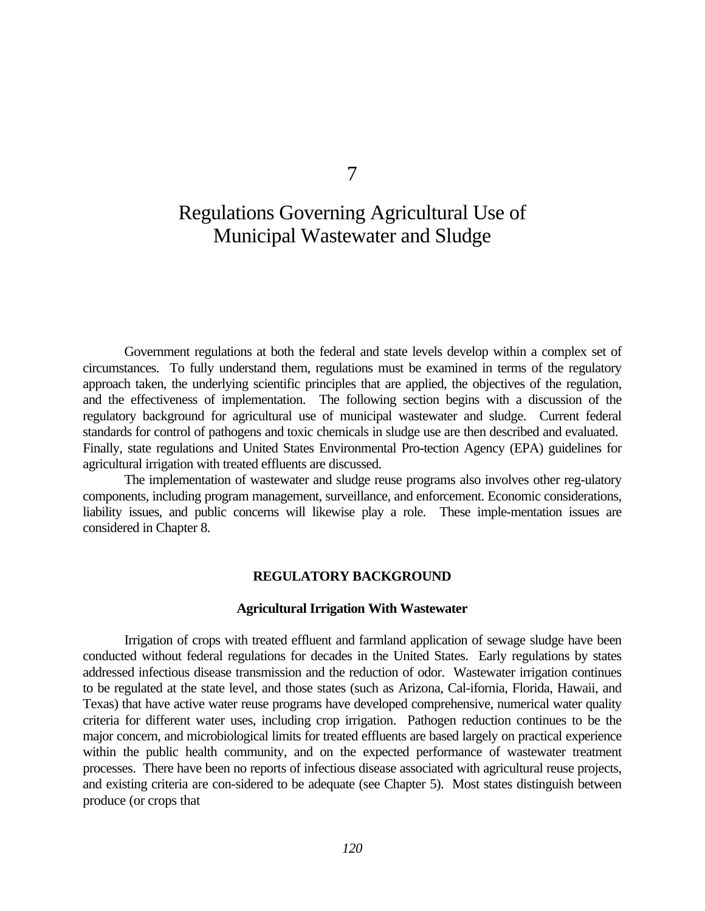# 7

# Regulations Governing Agricultural Use of Municipal Wastewater and Sludge

Government regulations at both the federal and state levels develop within a complex set of circumstances. To fully understand them, regulations must be examined in terms of the regulatory approach taken, the underlying scientific principles that are applied, the objectives of the regulation, and the effectiveness of implementation. The following section begins with a discussion of the regulatory background for agricultural use of municipal wastewater and sludge. Current federal standards for control of pathogens and toxic chemicals in sludge use are then described and evaluated. Finally, state regulations and United States Environmental Pro-tection Agency (EPA) guidelines for agricultural irrigation with treated effluents are discussed.

The implementation of wastewater and sludge reuse programs also involves other reg-ulatory components, including program management, surveillance, and enforcement. Economic considerations, liability issues, and public concerns will likewise play a role. These imple-mentation issues are considered in Chapter 8.

## REGULATORY BACKGROUND

### Agricultural Irrigation With Wastewater

Irrigation of crops with treated effluent and farmland application of sewage sludge have been conducted without federal regulations for decades in the United States. Early regulations by states addressed infectious disease transmission and the reduction of odor. Wastewater irrigation continues to be regulated at the state level, and those states (such as Arizona, Cal-ifornia, Florida, Hawaii, and Texas) that have active water reuse programs have developed comprehensive, numerical water quality criteria for different water uses, including crop irrigation. Pathogen reduction continues to be the major concern, and microbiological limits for treated effluents are based largely on practical experience within the public health community, and on the expected performance of wastewater treatment processes. There have been no reports of infectious disease associated with agricultural reuse projects, and existing criteria are con-sidered to be adequate (see Chapter 5). Most states distinguish between produce (or crops that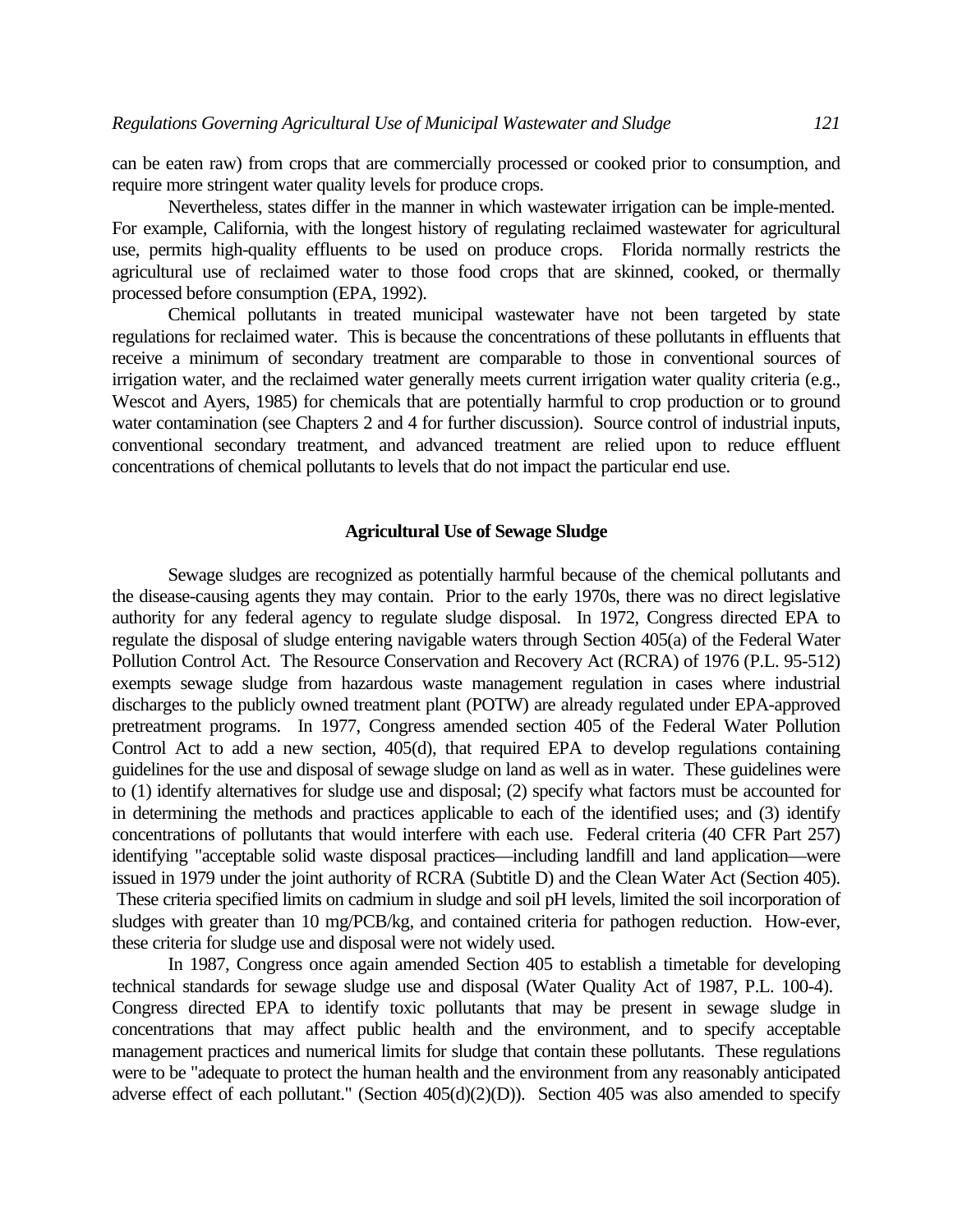can be eaten raw) from crops that are commercially processed or cooked prior to consumption, and require more stringent water quality levels for produce crops.

Nevertheless, states differ in the manner in which wastewater irrigation can be imple-mented. For example, California, with the longest history of regulating reclaimed wastewater for agricultural use, permits high-quality effluents to be used on produce crops. Florida normally restricts the agricultural use of reclaimed water to those food crops that are skinned, cooked, or thermally processed before consumption (EPA, 1992).

Chemical pollutants in treated municipal wastewater have not been targeted by state regulations for reclaimed water. This is because the concentrations of these pollutants in effluents that receive a minimum of secondary treatment are comparable to those in conventional sources of irrigation water, and the reclaimed water generally meets current irrigation water quality criteria (e.g., Wescot and Ayers, 1985) for chemicals that are potentially harmful to crop production or to ground water contamination (see Chapters 2 and 4 for further discussion). Source control of industrial inputs, conventional secondary treatment, and advanced treatment are relied upon to reduce effluent concentrations of chemical pollutants to levels that do not impact the particular end use.

## Agricultural Use of Sewage Sludge

Sewage sludges are recognized as potentially harmful because of the chemical pollutants and the disease-causing agents they may contain. Prior to the early 1970s, there was no direct legislative authority for any federal agency to regulate sludge disposal. In 1972, Congress directed EPA to regulate the disposal of sludge entering navigable waters through Section 405(a) of the Federal Water Pollution Control Act. The Resource Conservation and Recovery Act (RCRA) of 1976 (P.L. 95-512) exempts sewage sludge from hazardous waste management regulation in cases where industrial discharges to the publicly owned treatment plant (POTW) are already regulated under EPA-approved pretreatment programs. In 1977, Congress amended section 405 of the Federal Water Pollution Control Act to add a new section, 405(d), that required EPA to develop regulations containing guidelines for the use and disposal of sewage sludge on land as well as in water. These guidelines were to (1) identify alternatives for sludge use and disposal; (2) specify what factors must be accounted for in determining the methods and practices applicable to each of the identified uses; and (3) identify concentrations of pollutants that would interfere with each use. Federal criteria (40 CFR Part 257) identifying "acceptable solid waste disposal practices—including landfill and land application—were issued in 1979 under the joint authority of RCRA (Subtitle D) and the Clean Water Act (Section 405). These criteria specified limits on cadmium in sludge and soil pH levels, limited the soil incorporation of sludges with greater than 10 mg/PCB/kg, and contained criteria for pathogen reduction. How-ever, these criteria for sludge use and disposal were not widely used.

In 1987, Congress once again amended Section 405 to establish a timetable for developing technical standards for sewage sludge use and disposal (Water Quality Act of 1987, P.L. 100-4). Congress directed EPA to identify toxic pollutants that may be present in sewage sludge in concentrations that may affect public health and the environment, and to specify acceptable management practices and numerical limits for sludge that contain these pollutants. These regulations were to be "adequate to protect the human health and the environment from any reasonably anticipated adverse effect of each pollutant." (Section 405(d)(2)(D)). Section 405 was also amended to specify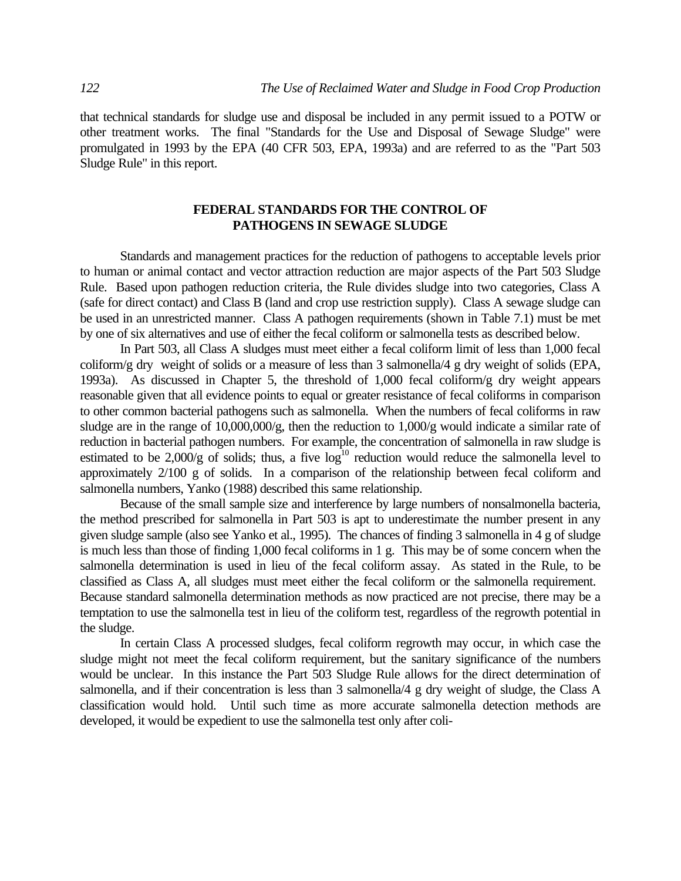that technical standards for sludge use and disposal be included in any permit issued to a POTW or other treatment works. The final "Standards for the Use and Disposal of Sewage Sludge" were promulgated in 1993 by the EPA (40 CFR 503, EPA, 1993a) and are referred to as the "Part 503 Sludge Rule" in this report.

## FEDERAL STANDARDS FOR THE CONTROL OF PATHOGENS IN SEWAGE SLUDGE

Standards and management practices for the reduction of pathogens to acceptable levels prior to human or animal contact and vector attraction reduction are major aspects of the Part 503 Sludge Rule. Based upon pathogen reduction criteria, the Rule divides sludge into two categories, Class A (safe for direct contact) and Class B (land and crop use restriction supply). Class A sewage sludge can be used in an unrestricted manner. Class A pathogen requirements (shown in Table 7.1) must be met by one of six alternatives and use of either the fecal coliform or salmonella tests as described below.

In Part 503, all Class A sludges must meet either a fecal coliform limit of less than 1,000 fecal coliform/g dry weight of solids or a measure of less than 3 salmonella/4 g dry weight of solids (EPA, 1993a). As discussed in Chapter 5, the threshold of 1,000 fecal coliform/g dry weight appears reasonable given that all evidence points to equal or greater resistance of fecal coliforms in comparison to other common bacterial pathogens such as salmonella. When the numbers of fecal coliforms in raw sludge are in the range of 10,000,000/g, then the reduction to 1,000/g would indicate a similar rate of reduction in bacterial pathogen numbers. For example, the concentration of salmonella in raw sludge is estimated to be 2,000/g of solids; thus, a five $\log^{10}$ reduction would reduce the salmonella level to approximately 2/100 g of solids. In a comparison of the relationship between fecal coliform and salmonella numbers, Yanko (1988) described this same relationship.

Because of the small sample size and interference by large numbers of nonsalmonella bacteria, the method prescribed for salmonella in Part 503 is apt to underestimate the number present in any given sludge sample (also see Yanko et al., 1995). The chances of finding 3 salmonella in 4 g of sludge is much less than those of finding 1,000 fecal coliforms in 1 g. This may be of some concern when the salmonella determination is used in lieu of the fecal coliform assay. As stated in the Rule, to be classified as Class A, all sludges must meet either the fecal coliform or the salmonella requirement. Because standard salmonella determination methods as now practiced are not precise, there may be a temptation to use the salmonella test in lieu of the coliform test, regardless of the regrowth potential in the sludge.

In certain Class A processed sludges, fecal coliform regrowth may occur, in which case the sludge might not meet the fecal coliform requirement, but the sanitary significance of the numbers would be unclear. In this instance the Part 503 Sludge Rule allows for the direct determination of salmonella, and if their concentration is less than 3 salmonella/4 g dry weight of sludge, the Class A classification would hold. Until such time as more accurate salmonella detection methods are developed, it would be expedient to use the salmonella test only after coli-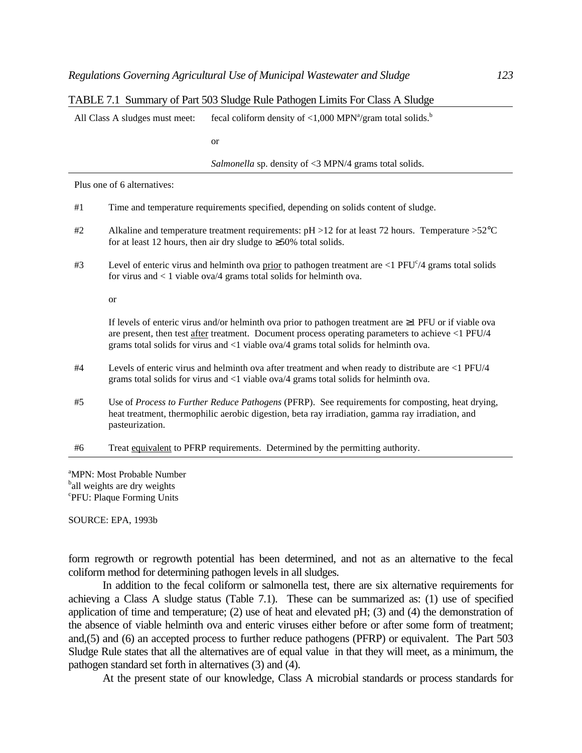TABLE 7.1 Summary of Part 503 Sludge Rule Pathogen Limits For Class A Sludge

| | |
|---|---|
| All Class A sludges must meet: | fecal coliform density of <1,000 MPN[a]/gram total solids.[b] |
| | or |
| | *Salmonella* sp. density of <3 MPN/4 grams total solids. |
| Plus one of 6 alternatives: | |
| #1 | Time and temperature requirements specified, depending on solids content of sludge. |
| #2 | Alkaline and temperature treatment requirements: pH >12 for at least 72 hours. Temperature >52°C for at least 12 hours, then air dry sludge to ≥50% total solids. |
| #3 | Level of enteric virus and helminth ova <u>prior</u> to pathogen treatment are <1 PFU[c]/4 grams total solids for virus and < 1 viable ova/4 grams total solids for helminth ova. |
| | or |
| | If levels of enteric virus and/or helminth ova prior to pathogen treatment are ≥1 PFU or if viable ova are present, then test <u>after</u> treatment. Document process operating parameters to achieve <1 PFU/4 grams total solids for virus and <1 viable ova/4 grams total solids for helminth ova. |
| #4 | Levels of enteric virus and helminth ova after treatment and when ready to distribute are <1 PFU/4 grams total solids for virus and <1 viable ova/4 grams total solids for helminth ova. |
| #5 | Use of *Process to Further Reduce Pathogens* (PFRP). See requirements for composting, heat drying, heat treatment, thermophilic aerobic digestion, beta ray irradiation, gamma ray irradiation, and pasteurization. |
| #6 | Treat <u>equivalent</u> to PFRP requirements. Determined by the permitting authority. |

[a]MPN: Most Probable Number
[b]all weights are dry weights
[c]PFU: Plaque Forming Units

SOURCE: EPA, 1993b

form regrowth or regrowth potential has been determined, and not as an alternative to the fecal coliform method for determining pathogen levels in all sludges.

In addition to the fecal coliform or salmonella test, there are six alternative requirements for achieving a Class A sludge status (Table 7.1). These can be summarized as: (1) use of specified application of time and temperature; (2) use of heat and elevated pH; (3) and (4) the demonstration of the absence of viable helminth ova and enteric viruses either before or after some form of treatment; and,(5) and (6) an accepted process to further reduce pathogens (PFRP) or equivalent. The Part 503 Sludge Rule states that all the alternatives are of equal value in that they will meet, as a minimum, the pathogen standard set forth in alternatives (3) and (4).

At the present state of our knowledge, Class A microbial standards or process standards for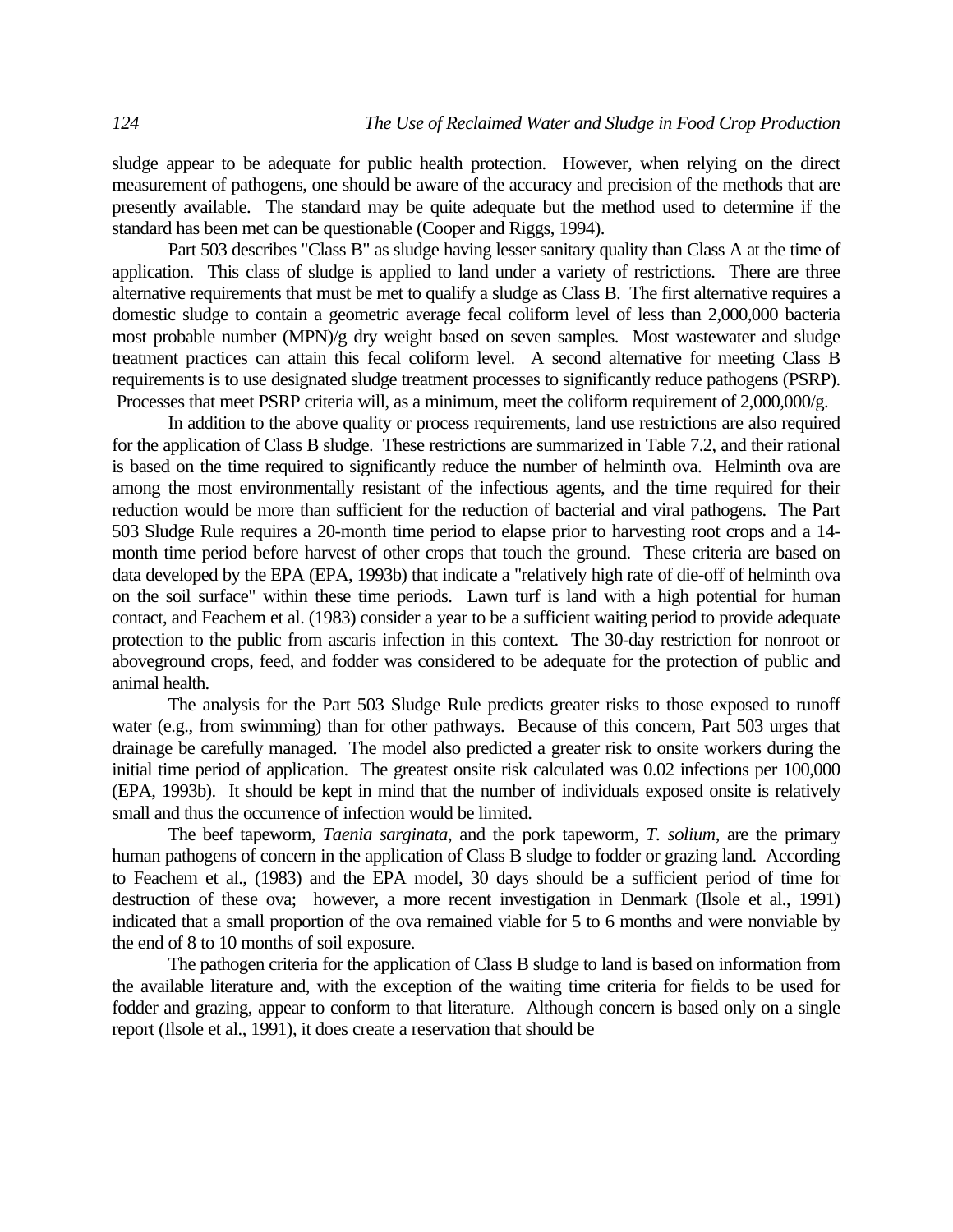sludge appear to be adequate for public health protection. However, when relying on the direct measurement of pathogens, one should be aware of the accuracy and precision of the methods that are presently available. The standard may be quite adequate but the method used to determine if the standard has been met can be questionable (Cooper and Riggs, 1994).

Part 503 describes "Class B" as sludge having lesser sanitary quality than Class A at the time of application. This class of sludge is applied to land under a variety of restrictions. There are three alternative requirements that must be met to qualify a sludge as Class B. The first alternative requires a domestic sludge to contain a geometric average fecal coliform level of less than 2,000,000 bacteria most probable number (MPN)/g dry weight based on seven samples. Most wastewater and sludge treatment practices can attain this fecal coliform level. A second alternative for meeting Class B requirements is to use designated sludge treatment processes to significantly reduce pathogens (PSRP). Processes that meet PSRP criteria will, as a minimum, meet the coliform requirement of 2,000,000/g.

In addition to the above quality or process requirements, land use restrictions are also required for the application of Class B sludge. These restrictions are summarized in Table 7.2, and their rational is based on the time required to significantly reduce the number of helminth ova. Helminth ova are among the most environmentally resistant of the infectious agents, and the time required for their reduction would be more than sufficient for the reduction of bacterial and viral pathogens. The Part 503 Sludge Rule requires a 20-month time period to elapse prior to harvesting root crops and a 14-month time period before harvest of other crops that touch the ground. These criteria are based on data developed by the EPA (EPA, 1993b) that indicate a "relatively high rate of die-off of helminth ova on the soil surface" within these time periods. Lawn turf is land with a high potential for human contact, and Feachem et al. (1983) consider a year to be a sufficient waiting period to provide adequate protection to the public from ascaris infection in this context. The 30-day restriction for nonroot or aboveground crops, feed, and fodder was considered to be adequate for the protection of public and animal health.

The analysis for the Part 503 Sludge Rule predicts greater risks to those exposed to runoff water (e.g., from swimming) than for other pathways. Because of this concern, Part 503 urges that drainage be carefully managed. The model also predicted a greater risk to onsite workers during the initial time period of application. The greatest onsite risk calculated was 0.02 infections per 100,000 (EPA, 1993b). It should be kept in mind that the number of individuals exposed onsite is relatively small and thus the occurrence of infection would be limited.

The beef tapeworm, *Taenia sarginata*, and the pork tapeworm, *T. solium*, are the primary human pathogens of concern in the application of Class B sludge to fodder or grazing land. According to Feachem et al., (1983) and the EPA model, 30 days should be a sufficient period of time for destruction of these ova; however, a more recent investigation in Denmark (Ilsole et al., 1991) indicated that a small proportion of the ova remained viable for 5 to 6 months and were nonviable by the end of 8 to 10 months of soil exposure.

The pathogen criteria for the application of Class B sludge to land is based on information from the available literature and, with the exception of the waiting time criteria for fields to be used for fodder and grazing, appear to conform to that literature. Although concern is based only on a single report (Ilsole et al., 1991), it does create a reservation that should be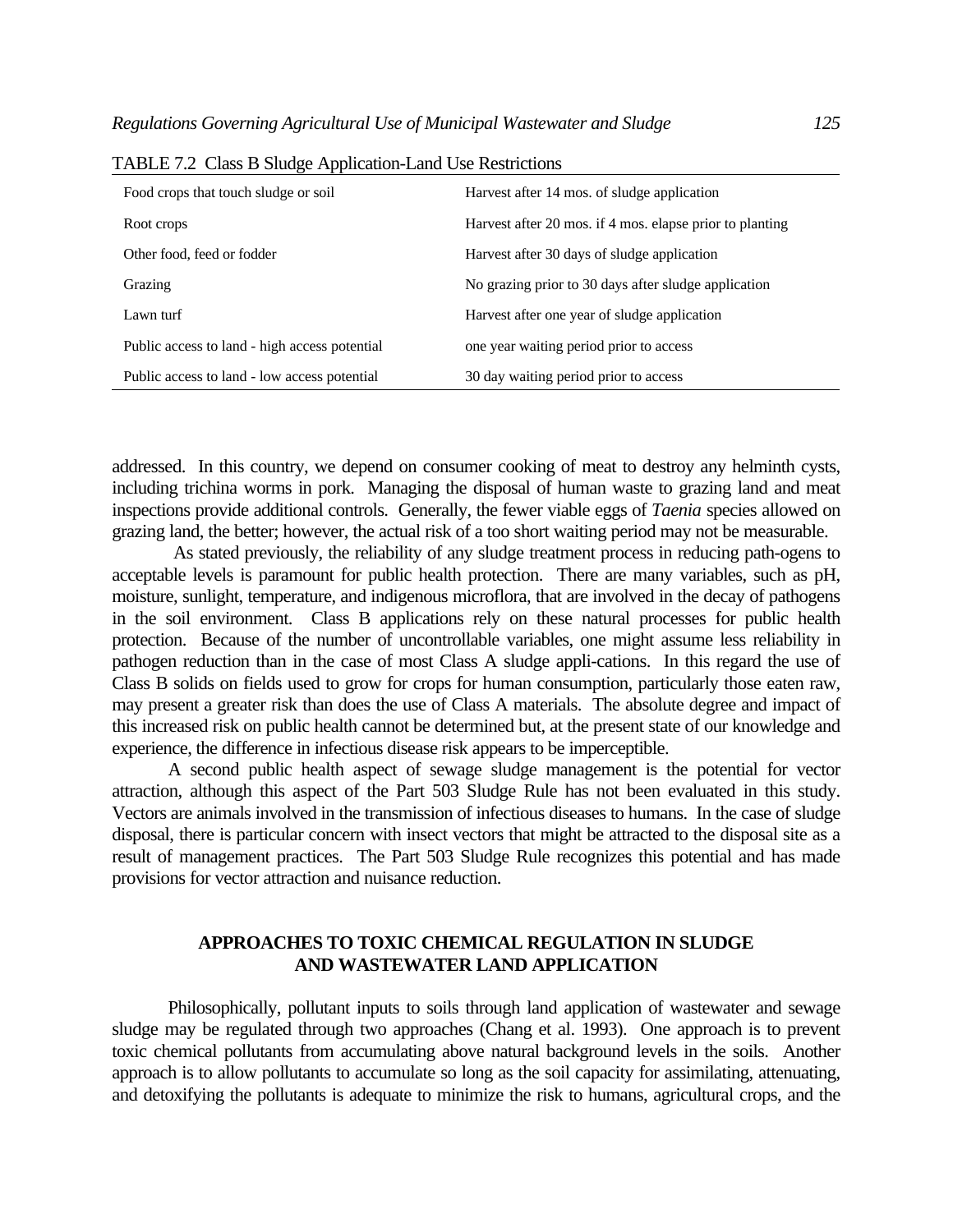TABLE 7.2 Class B Sludge Application-Land Use Restrictions

| | |
|---|---|
| Food crops that touch sludge or soil | Harvest after 14 mos. of sludge application |
| Root crops | Harvest after 20 mos. if 4 mos. elapse prior to planting |
| Other food, feed or fodder | Harvest after 30 days of sludge application |
| Grazing | No grazing prior to 30 days after sludge application |
| Lawn turf | Harvest after one year of sludge application |
| Public access to land - high access potential | one year waiting period prior to access |
| Public access to land - low access potential | 30 day waiting period prior to access |

addressed. In this country, we depend on consumer cooking of meat to destroy any helminth cysts, including trichina worms in pork. Managing the disposal of human waste to grazing land and meat inspections provide additional controls. Generally, the fewer viable eggs of *Taenia* species allowed on grazing land, the better; however, the actual risk of a too short waiting period may not be measurable.

As stated previously, the reliability of any sludge treatment process in reducing path-ogens to acceptable levels is paramount for public health protection. There are many variables, such as pH, moisture, sunlight, temperature, and indigenous microflora, that are involved in the decay of pathogens in the soil environment. Class B applications rely on these natural processes for public health protection. Because of the number of uncontrollable variables, one might assume less reliability in pathogen reduction than in the case of most Class A sludge appli-cations. In this regard the use of Class B solids on fields used to grow for crops for human consumption, particularly those eaten raw, may present a greater risk than does the use of Class A materials. The absolute degree and impact of this increased risk on public health cannot be determined but, at the present state of our knowledge and experience, the difference in infectious disease risk appears to be imperceptible.

A second public health aspect of sewage sludge management is the potential for vector attraction, although this aspect of the Part 503 Sludge Rule has not been evaluated in this study. Vectors are animals involved in the transmission of infectious diseases to humans. In the case of sludge disposal, there is particular concern with insect vectors that might be attracted to the disposal site as a result of management practices. The Part 503 Sludge Rule recognizes this potential and has made provisions for vector attraction and nuisance reduction.

## APPROACHES TO TOXIC CHEMICAL REGULATION IN SLUDGE AND WASTEWATER LAND APPLICATION

Philosophically, pollutant inputs to soils through land application of wastewater and sewage sludge may be regulated through two approaches (Chang et al. 1993). One approach is to prevent toxic chemical pollutants from accumulating above natural background levels in the soils. Another approach is to allow pollutants to accumulate so long as the soil capacity for assimilating, attenuating, and detoxifying the pollutants is adequate to minimize the risk to humans, agricultural crops, and the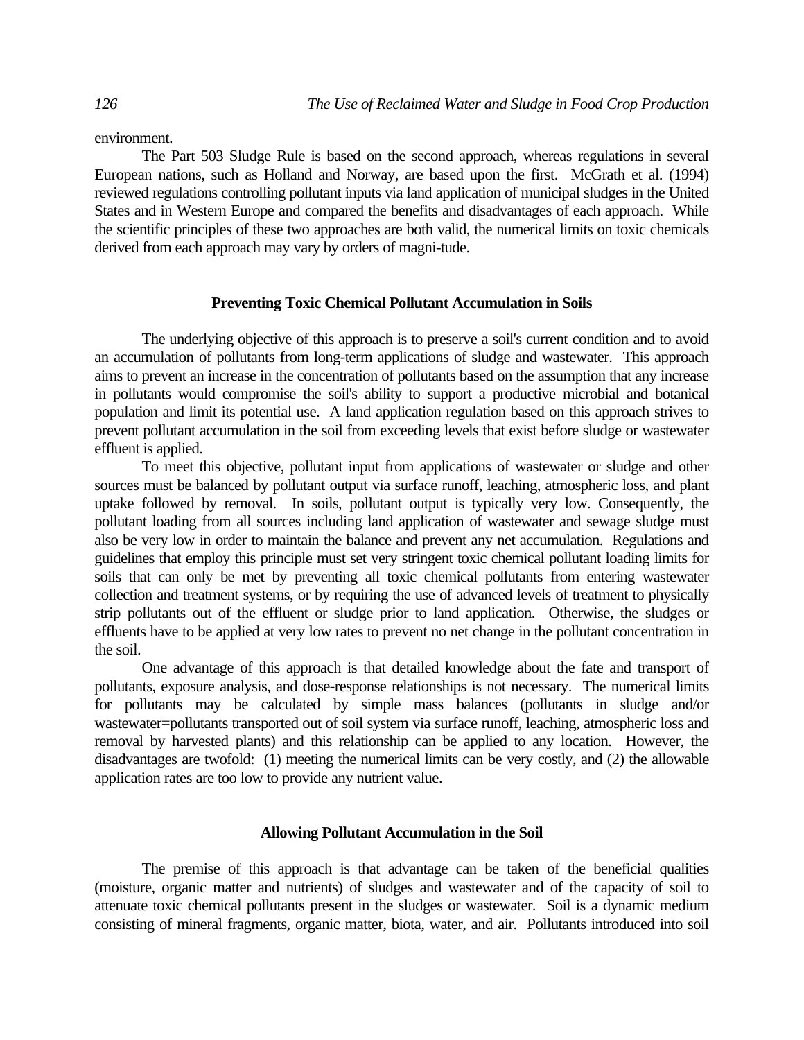environment.

The Part 503 Sludge Rule is based on the second approach, whereas regulations in several European nations, such as Holland and Norway, are based upon the first. McGrath et al. (1994) reviewed regulations controlling pollutant inputs via land application of municipal sludges in the United States and in Western Europe and compared the benefits and disadvantages of each approach. While the scientific principles of these two approaches are both valid, the numerical limits on toxic chemicals derived from each approach may vary by orders of magni-tude.

### Preventing Toxic Chemical Pollutant Accumulation in Soils

The underlying objective of this approach is to preserve a soil's current condition and to avoid an accumulation of pollutants from long-term applications of sludge and wastewater. This approach aims to prevent an increase in the concentration of pollutants based on the assumption that any increase in pollutants would compromise the soil's ability to support a productive microbial and botanical population and limit its potential use. A land application regulation based on this approach strives to prevent pollutant accumulation in the soil from exceeding levels that exist before sludge or wastewater effluent is applied.

To meet this objective, pollutant input from applications of wastewater or sludge and other sources must be balanced by pollutant output via surface runoff, leaching, atmospheric loss, and plant uptake followed by removal. In soils, pollutant output is typically very low. Consequently, the pollutant loading from all sources including land application of wastewater and sewage sludge must also be very low in order to maintain the balance and prevent any net accumulation. Regulations and guidelines that employ this principle must set very stringent toxic chemical pollutant loading limits for soils that can only be met by preventing all toxic chemical pollutants from entering wastewater collection and treatment systems, or by requiring the use of advanced levels of treatment to physically strip pollutants out of the effluent or sludge prior to land application. Otherwise, the sludges or effluents have to be applied at very low rates to prevent no net change in the pollutant concentration in the soil.

One advantage of this approach is that detailed knowledge about the fate and transport of pollutants, exposure analysis, and dose-response relationships is not necessary. The numerical limits for pollutants may be calculated by simple mass balances (pollutants in sludge and/or wastewater=pollutants transported out of soil system via surface runoff, leaching, atmospheric loss and removal by harvested plants) and this relationship can be applied to any location. However, the disadvantages are twofold: (1) meeting the numerical limits can be very costly, and (2) the allowable application rates are too low to provide any nutrient value.

### Allowing Pollutant Accumulation in the Soil

The premise of this approach is that advantage can be taken of the beneficial qualities (moisture, organic matter and nutrients) of sludges and wastewater and of the capacity of soil to attenuate toxic chemical pollutants present in the sludges or wastewater. Soil is a dynamic medium consisting of mineral fragments, organic matter, biota, water, and air. Pollutants introduced into soil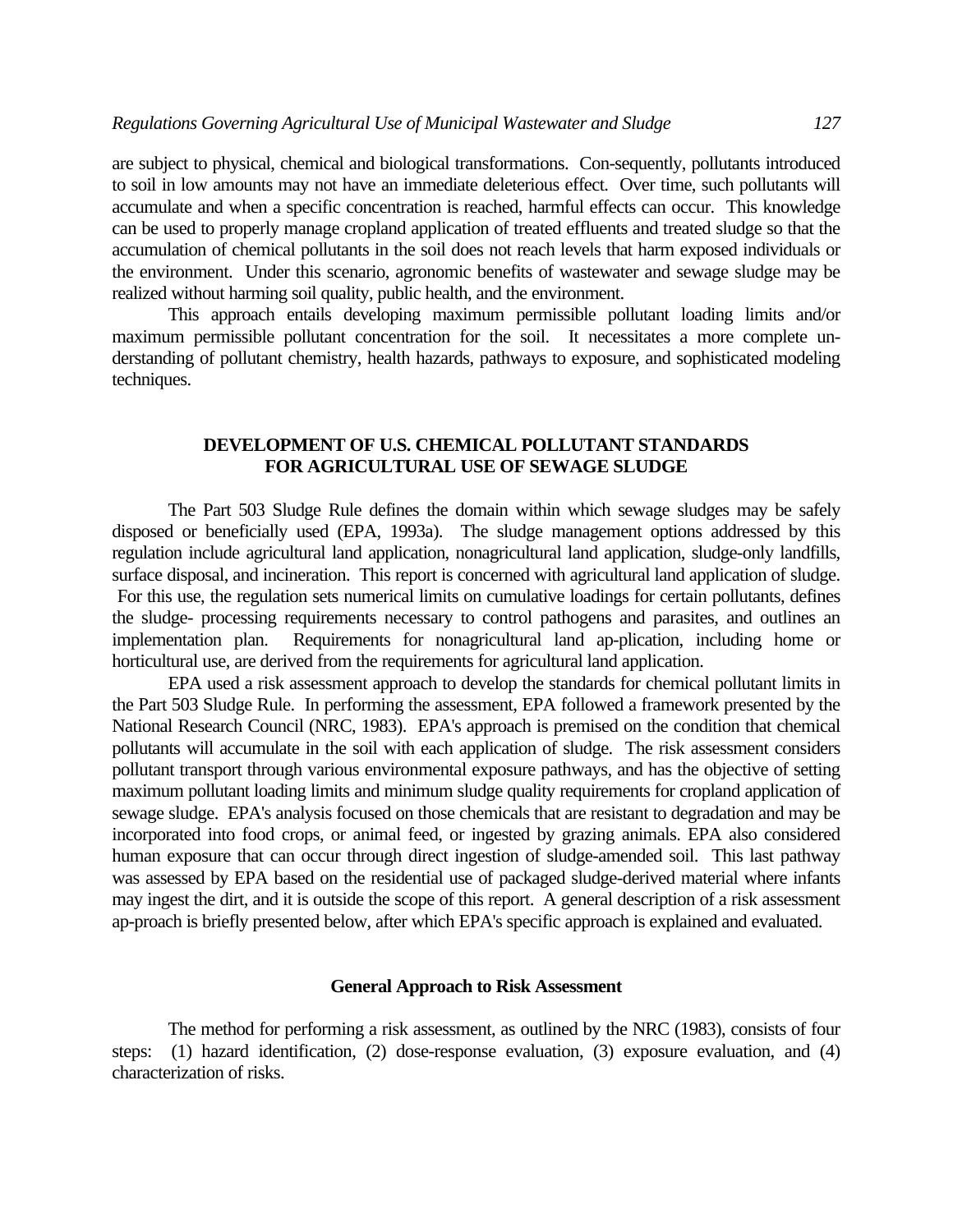are subject to physical, chemical and biological transformations. Con-sequently, pollutants introduced to soil in low amounts may not have an immediate deleterious effect. Over time, such pollutants will accumulate and when a specific concentration is reached, harmful effects can occur. This knowledge can be used to properly manage cropland application of treated effluents and treated sludge so that the accumulation of chemical pollutants in the soil does not reach levels that harm exposed individuals or the environment. Under this scenario, agronomic benefits of wastewater and sewage sludge may be realized without harming soil quality, public health, and the environment.

This approach entails developing maximum permissible pollutant loading limits and/or maximum permissible pollutant concentration for the soil. It necessitates a more complete un-derstanding of pollutant chemistry, health hazards, pathways to exposure, and sophisticated modeling techniques.

## DEVELOPMENT OF U.S. CHEMICAL POLLUTANT STANDARDS FOR AGRICULTURAL USE OF SEWAGE SLUDGE

The Part 503 Sludge Rule defines the domain within which sewage sludges may be safely disposed or beneficially used (EPA, 1993a). The sludge management options addressed by this regulation include agricultural land application, nonagricultural land application, sludge-only landfills, surface disposal, and incineration. This report is concerned with agricultural land application of sludge. For this use, the regulation sets numerical limits on cumulative loadings for certain pollutants, defines the sludge- processing requirements necessary to control pathogens and parasites, and outlines an implementation plan. Requirements for nonagricultural land ap-plication, including home or horticultural use, are derived from the requirements for agricultural land application.

EPA used a risk assessment approach to develop the standards for chemical pollutant limits in the Part 503 Sludge Rule. In performing the assessment, EPA followed a framework presented by the National Research Council (NRC, 1983). EPA's approach is premised on the condition that chemical pollutants will accumulate in the soil with each application of sludge. The risk assessment considers pollutant transport through various environmental exposure pathways, and has the objective of setting maximum pollutant loading limits and minimum sludge quality requirements for cropland application of sewage sludge. EPA's analysis focused on those chemicals that are resistant to degradation and may be incorporated into food crops, or animal feed, or ingested by grazing animals. EPA also considered human exposure that can occur through direct ingestion of sludge-amended soil. This last pathway was assessed by EPA based on the residential use of packaged sludge-derived material where infants may ingest the dirt, and it is outside the scope of this report. A general description of a risk assessment ap-proach is briefly presented below, after which EPA's specific approach is explained and evaluated.

### General Approach to Risk Assessment

The method for performing a risk assessment, as outlined by the NRC (1983), consists of four steps: (1) hazard identification, (2) dose-response evaluation, (3) exposure evaluation, and (4) characterization of risks.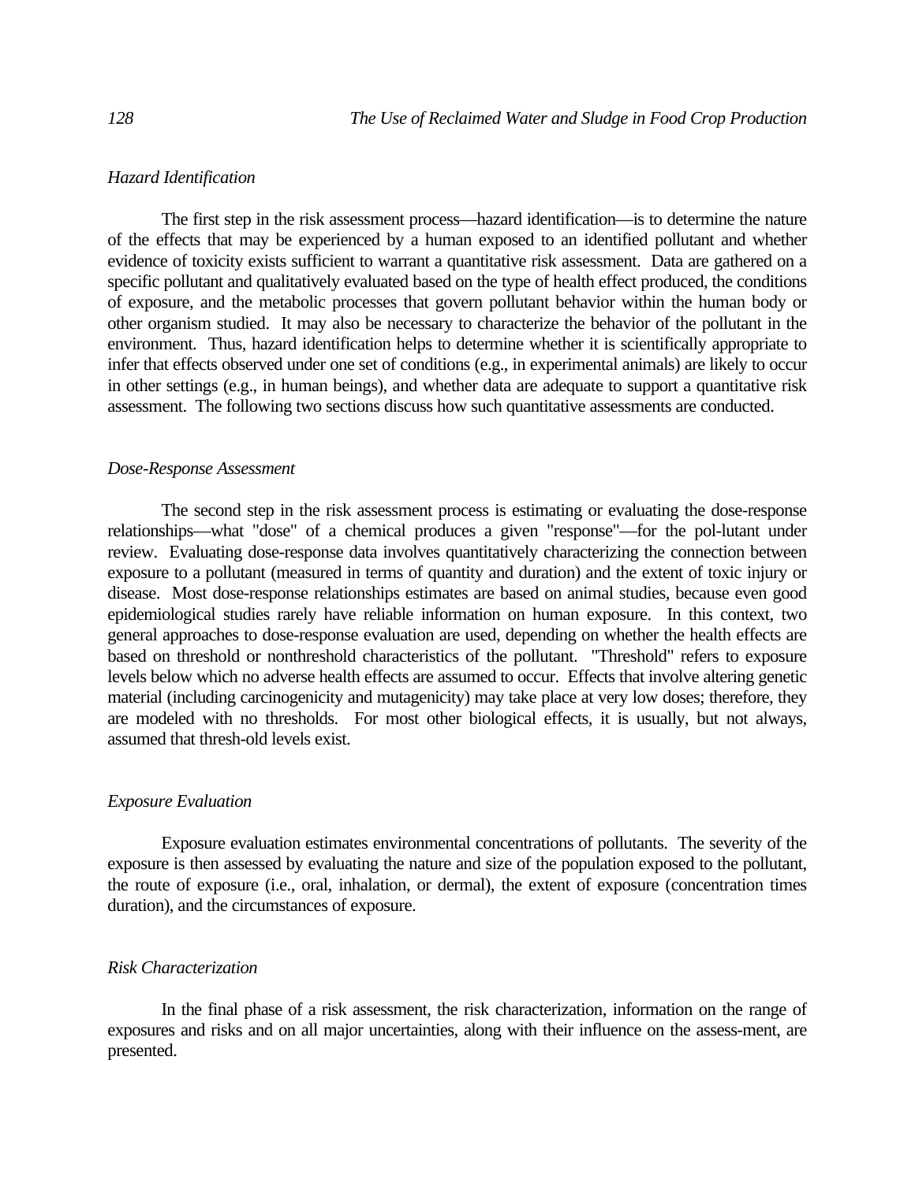### *Hazard Identification*

The first step in the risk assessment process—hazard identification—is to determine the nature of the effects that may be experienced by a human exposed to an identified pollutant and whether evidence of toxicity exists sufficient to warrant a quantitative risk assessment. Data are gathered on a specific pollutant and qualitatively evaluated based on the type of health effect produced, the conditions of exposure, and the metabolic processes that govern pollutant behavior within the human body or other organism studied. It may also be necessary to characterize the behavior of the pollutant in the environment. Thus, hazard identification helps to determine whether it is scientifically appropriate to infer that effects observed under one set of conditions (e.g., in experimental animals) are likely to occur in other settings (e.g., in human beings), and whether data are adequate to support a quantitative risk assessment. The following two sections discuss how such quantitative assessments are conducted.

### *Dose-Response Assessment*

The second step in the risk assessment process is estimating or evaluating the dose-response relationships—what "dose" of a chemical produces a given "response"—for the pol-lutant under review. Evaluating dose-response data involves quantitatively characterizing the connection between exposure to a pollutant (measured in terms of quantity and duration) and the extent of toxic injury or disease. Most dose-response relationships estimates are based on animal studies, because even good epidemiological studies rarely have reliable information on human exposure. In this context, two general approaches to dose-response evaluation are used, depending on whether the health effects are based on threshold or nonthreshold characteristics of the pollutant. "Threshold" refers to exposure levels below which no adverse health effects are assumed to occur. Effects that involve altering genetic material (including carcinogenicity and mutagenicity) may take place at very low doses; therefore, they are modeled with no thresholds. For most other biological effects, it is usually, but not always, assumed that thresh-old levels exist.

### *Exposure Evaluation*

Exposure evaluation estimates environmental concentrations of pollutants. The severity of the exposure is then assessed by evaluating the nature and size of the population exposed to the pollutant, the route of exposure (i.e., oral, inhalation, or dermal), the extent of exposure (concentration times duration), and the circumstances of exposure.

### *Risk Characterization*

In the final phase of a risk assessment, the risk characterization, information on the range of exposures and risks and on all major uncertainties, along with their influence on the assess-ment, are presented.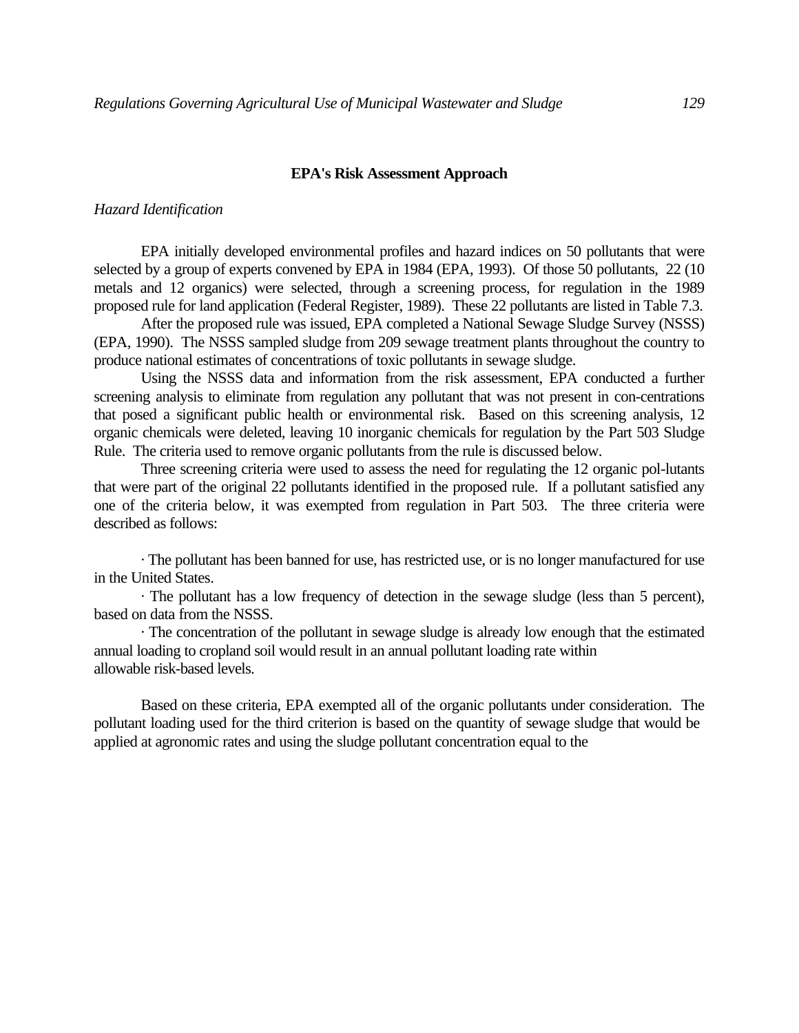## EPA's Risk Assessment Approach

### *Hazard Identification*

EPA initially developed environmental profiles and hazard indices on 50 pollutants that were selected by a group of experts convened by EPA in 1984 (EPA, 1993). Of those 50 pollutants, 22 (10 metals and 12 organics) were selected, through a screening process, for regulation in the 1989 proposed rule for land application (Federal Register, 1989). These 22 pollutants are listed in Table 7.3.

After the proposed rule was issued, EPA completed a National Sewage Sludge Survey (NSSS) (EPA, 1990). The NSSS sampled sludge from 209 sewage treatment plants throughout the country to produce national estimates of concentrations of toxic pollutants in sewage sludge.

Using the NSSS data and information from the risk assessment, EPA conducted a further screening analysis to eliminate from regulation any pollutant that was not present in con-centrations that posed a significant public health or environmental risk. Based on this screening analysis, 12 organic chemicals were deleted, leaving 10 inorganic chemicals for regulation by the Part 503 Sludge Rule. The criteria used to remove organic pollutants from the rule is discussed below.

Three screening criteria were used to assess the need for regulating the 12 organic pol-lutants that were part of the original 22 pollutants identified in the proposed rule. If a pollutant satisfied any one of the criteria below, it was exempted from regulation in Part 503. The three criteria were described as follows:

- The pollutant has been banned for use, has restricted use, or is no longer manufactured for use in the United States.
- The pollutant has a low frequency of detection in the sewage sludge (less than 5 percent), based on data from the NSSS.
- The concentration of the pollutant in sewage sludge is already low enough that the estimated annual loading to cropland soil would result in an annual pollutant loading rate within allowable risk-based levels.

Based on these criteria, EPA exempted all of the organic pollutants under consideration. The pollutant loading used for the third criterion is based on the quantity of sewage sludge that would be applied at agronomic rates and using the sludge pollutant concentration equal to the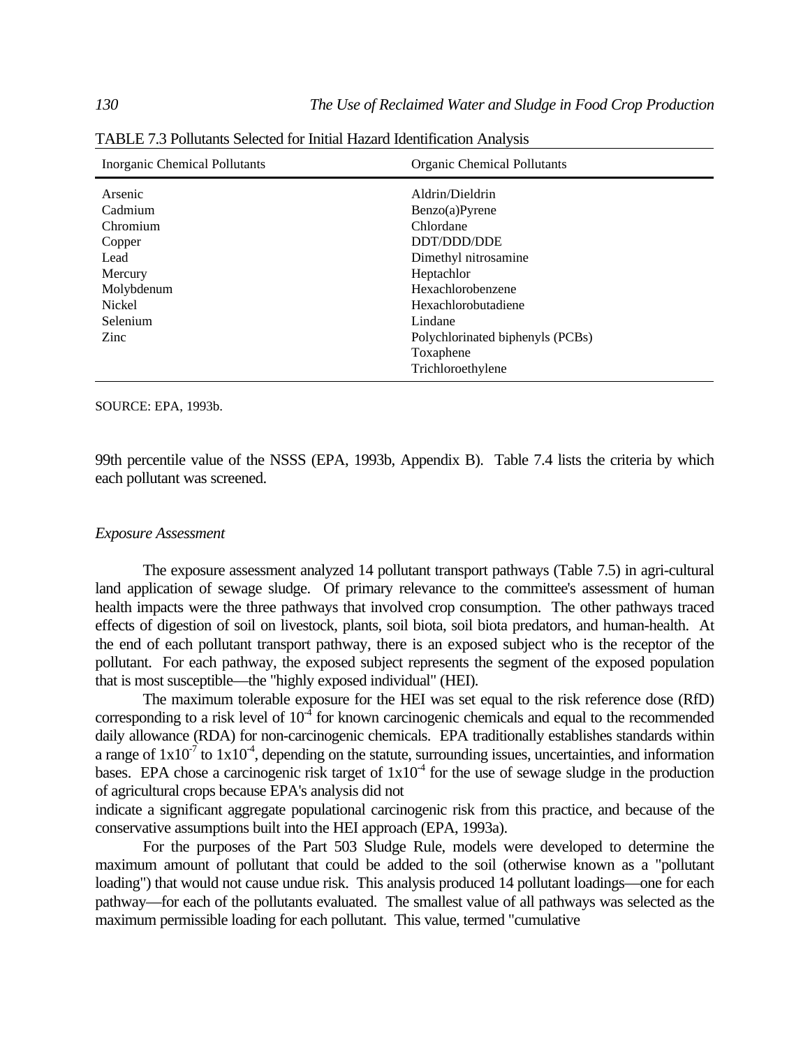TABLE 7.3 Pollutants Selected for Initial Hazard Identification Analysis

| Inorganic Chemical Pollutants | Organic Chemical Pollutants |
|---|---|
| Arsenic | Aldrin/Dieldrin |
| Cadmium | Benzo(a)Pyrene |
| Chromium | Chlordane |
| Copper | DDT/DDD/DDE |
| Lead | Dimethyl nitrosamine |
| Mercury | Heptachlor |
| Molybdenum | Hexachlorobenzene |
| Nickel | Hexachlorobutadiene |
| Selenium | Lindane |
| Zinc | Polychlorinated biphenyls (PCBs) |
| | Toxaphene |
| | Trichloroethylene |

SOURCE: EPA, 1993b.

99th percentile value of the NSSS (EPA, 1993b, Appendix B). Table 7.4 lists the criteria by which each pollutant was screened.

*Exposure Assessment*

The exposure assessment analyzed 14 pollutant transport pathways (Table 7.5) in agri-cultural land application of sewage sludge. Of primary relevance to the committee's assessment of human health impacts were the three pathways that involved crop consumption. The other pathways traced effects of digestion of soil on livestock, plants, soil biota, soil biota predators, and human-health. At the end of each pollutant transport pathway, there is an exposed subject who is the receptor of the pollutant. For each pathway, the exposed subject represents the segment of the exposed population that is most susceptible—the "highly exposed individual" (HEI).

The maximum tolerable exposure for the HEI was set equal to the risk reference dose (RfD) corresponding to a risk level of $10^{-4}$ for known carcinogenic chemicals and equal to the recommended daily allowance (RDA) for non-carcinogenic chemicals. EPA traditionally establishes standards within a range of $1x10^{-7}$ to $1x10^{-4}$, depending on the statute, surrounding issues, uncertainties, and information bases. EPA chose a carcinogenic risk target of $1x10^{-4}$ for the use of sewage sludge in the production of agricultural crops because EPA's analysis did not indicate a significant aggregate populational carcinogenic risk from this practice, and because of the conservative assumptions built into the HEI approach (EPA, 1993a).

For the purposes of the Part 503 Sludge Rule, models were developed to determine the maximum amount of pollutant that could be added to the soil (otherwise known as a "pollutant loading") that would not cause undue risk. This analysis produced 14 pollutant loadings—one for each pathway—for each of the pollutants evaluated. The smallest value of all pathways was selected as the maximum permissible loading for each pollutant. This value, termed "cumulative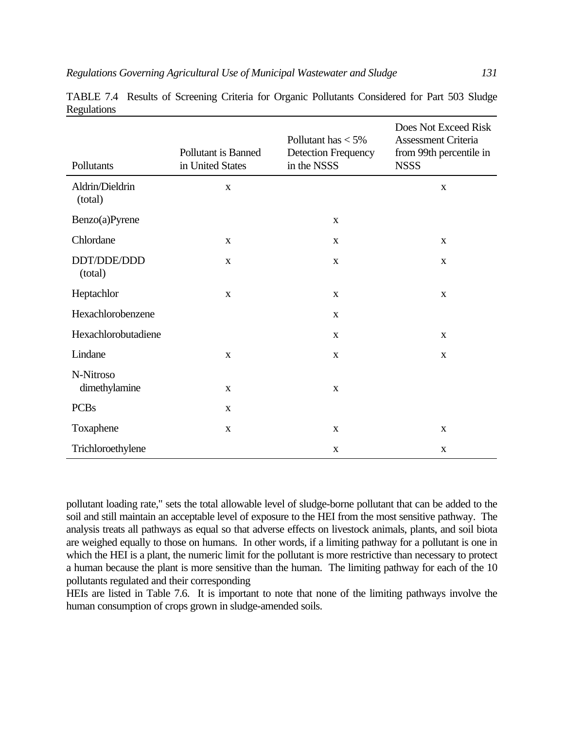TABLE 7.4 Results of Screening Criteria for Organic Pollutants Considered for Part 503 Sludge Regulations

| Pollutants | Pollutant is Banned in United States | Pollutant has < 5% Detection Frequency in the NSSS | Does Not Exceed Risk Assessment Criteria from 99th percentile in NSSS |
|---|---|---|---|
| Aldrin/Dieldrin (total) | x | | x |
| Benzo(a)Pyrene | | x | |
| Chlordane | x | x | x |
| DDT/DDE/DDD (total) | x | x | x |
| Heptachlor | x | x | x |
| Hexachlorobenzene | | x | |
| Hexachlorobutadiene | | x | x |
| Lindane | x | x | x |
| N-Nitroso dimethylamine | x | x | |
| PCBs | x | | |
| Toxaphene | x | x | x |
| Trichloroethylene | | x | x |

pollutant loading rate," sets the total allowable level of sludge-borne pollutant that can be added to the soil and still maintain an acceptable level of exposure to the HEI from the most sensitive pathway. The analysis treats all pathways as equal so that adverse effects on livestock animals, plants, and soil biota are weighed equally to those on humans. In other words, if a limiting pathway for a pollutant is one in which the HEI is a plant, the numeric limit for the pollutant is more restrictive than necessary to protect a human because the plant is more sensitive than the human. The limiting pathway for each of the 10 pollutants regulated and their corresponding HEIs are listed in Table 7.6. It is important to note that none of the limiting pathways involve the human consumption of crops grown in sludge-amended soils.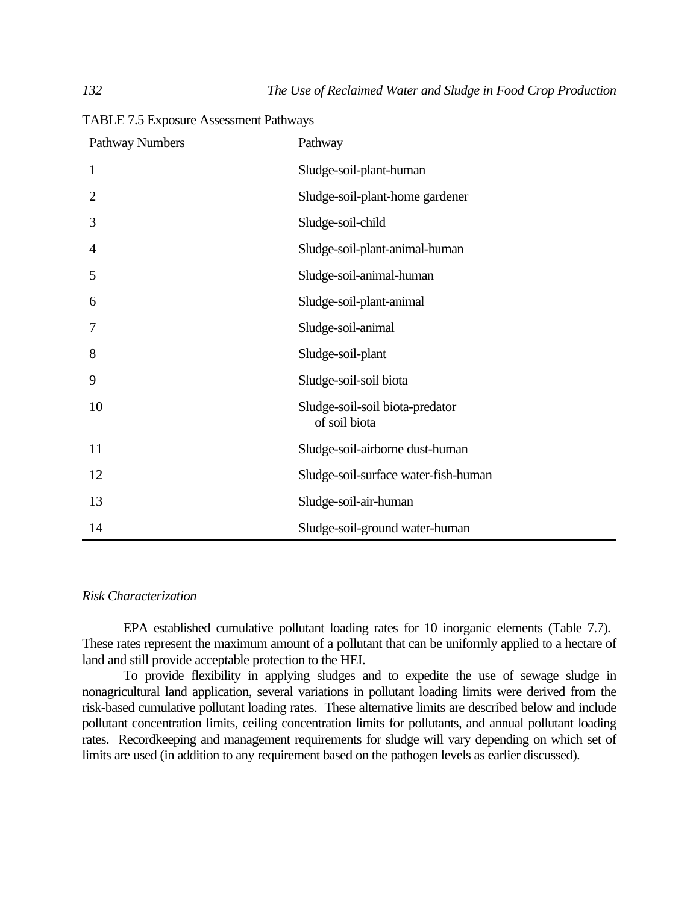TABLE 7.5 Exposure Assessment Pathways

| Pathway Numbers | Pathway |
| --- | --- |
| 1 | Sludge-soil-plant-human |
| 2 | Sludge-soil-plant-home gardener |
| 3 | Sludge-soil-child |
| 4 | Sludge-soil-plant-animal-human |
| 5 | Sludge-soil-animal-human |
| 6 | Sludge-soil-plant-animal |
| 7 | Sludge-soil-animal |
| 8 | Sludge-soil-plant |
| 9 | Sludge-soil-soil biota |
| 10 | Sludge-soil-soil biota-predator of soil biota |
| 11 | Sludge-soil-airborne dust-human |
| 12 | Sludge-soil-surface water-fish-human |
| 13 | Sludge-soil-air-human |
| 14 | Sludge-soil-ground water-human |

*Risk Characterization*

EPA established cumulative pollutant loading rates for 10 inorganic elements (Table 7.7). These rates represent the maximum amount of a pollutant that can be uniformly applied to a hectare of land and still provide acceptable protection to the HEI.

To provide flexibility in applying sludges and to expedite the use of sewage sludge in nonagricultural land application, several variations in pollutant loading limits were derived from the risk-based cumulative pollutant loading rates. These alternative limits are described below and include pollutant concentration limits, ceiling concentration limits for pollutants, and annual pollutant loading rates. Recordkeeping and management requirements for sludge will vary depending on which set of limits are used (in addition to any requirement based on the pathogen levels as earlier discussed).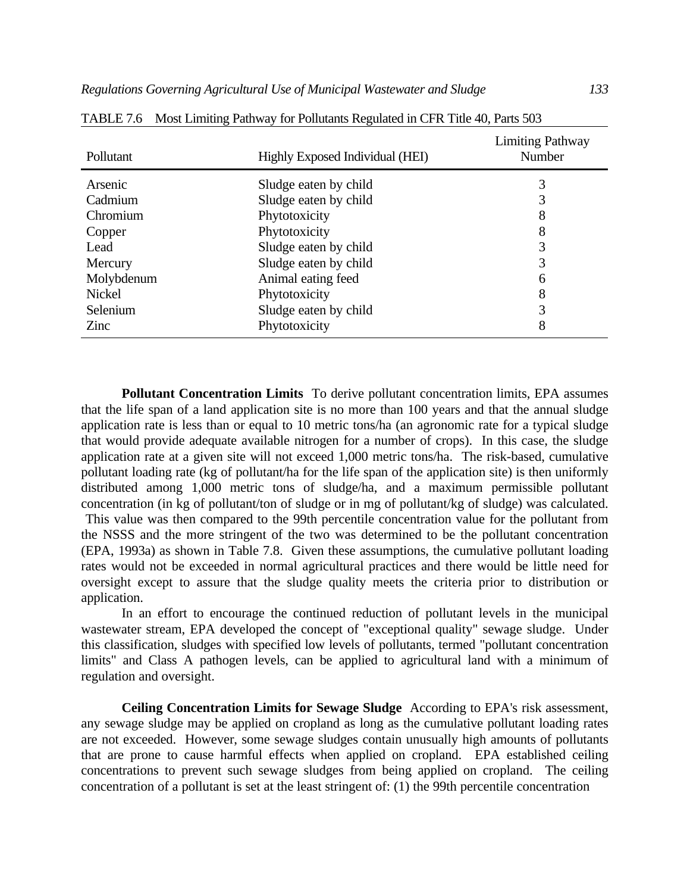TABLE 7.6 Most Limiting Pathway for Pollutants Regulated in CFR Title 40, Parts 503

| Pollutant | Highly Exposed Individual (HEI) | Limiting Pathway Number |
|---|---|---|
| Arsenic | Sludge eaten by child | 3 |
| Cadmium | Sludge eaten by child | 3 |
| Chromium | Phytotoxicity | 8 |
| Copper | Phytotoxicity | 8 |
| Lead | Sludge eaten by child | 3 |
| Mercury | Sludge eaten by child | 3 |
| Molybdenum | Animal eating feed | 6 |
| Nickel | Phytotoxicity | 8 |
| Selenium | Sludge eaten by child | 3 |
| Zinc | Phytotoxicity | 8 |

**Pollutant Concentration Limits** To derive pollutant concentration limits, EPA assumes that the life span of a land application site is no more than 100 years and that the annual sludge application rate is less than or equal to 10 metric tons/ha (an agronomic rate for a typical sludge that would provide adequate available nitrogen for a number of crops). In this case, the sludge application rate at a given site will not exceed 1,000 metric tons/ha. The risk-based, cumulative pollutant loading rate (kg of pollutant/ha for the life span of the application site) is then uniformly distributed among 1,000 metric tons of sludge/ha, and a maximum permissible pollutant concentration (in kg of pollutant/ton of sludge or in mg of pollutant/kg of sludge) was calculated. This value was then compared to the 99th percentile concentration value for the pollutant from the NSSS and the more stringent of the two was determined to be the pollutant concentration (EPA, 1993a) as shown in Table 7.8. Given these assumptions, the cumulative pollutant loading rates would not be exceeded in normal agricultural practices and there would be little need for oversight except to assure that the sludge quality meets the criteria prior to distribution or application.

In an effort to encourage the continued reduction of pollutant levels in the municipal wastewater stream, EPA developed the concept of "exceptional quality" sewage sludge. Under this classification, sludges with specified low levels of pollutants, termed "pollutant concentration limits" and Class A pathogen levels, can be applied to agricultural land with a minimum of regulation and oversight.

**Ceiling Concentration Limits for Sewage Sludge** According to EPA's risk assessment, any sewage sludge may be applied on cropland as long as the cumulative pollutant loading rates are not exceeded. However, some sewage sludges contain unusually high amounts of pollutants that are prone to cause harmful effects when applied on cropland. EPA established ceiling concentrations to prevent such sewage sludges from being applied on cropland. The ceiling concentration of a pollutant is set at the least stringent of: (1) the 99th percentile concentration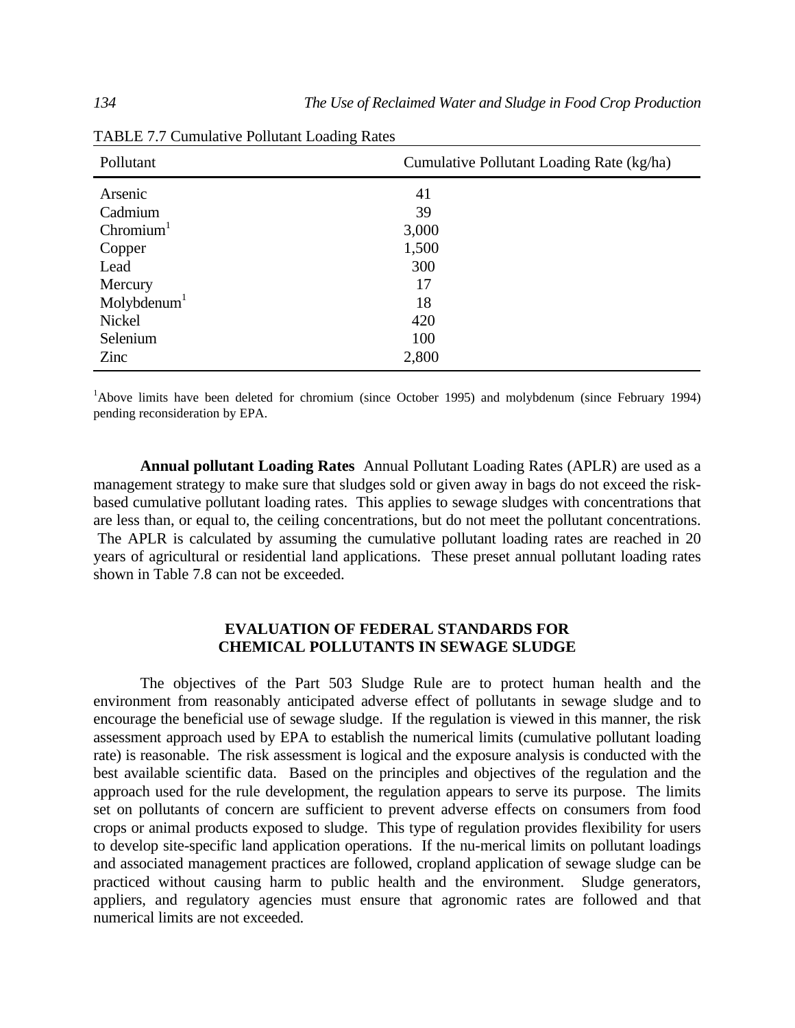TABLE 7.7 Cumulative Pollutant Loading Rates

| Pollutant | Cumulative Pollutant Loading Rate (kg/ha) |
|---|---|
| Arsenic | 41 |
| Cadmium | 39 |
| Chromium[1] | 3,000 |
| Copper | 1,500 |
| Lead | 300 |
| Mercury | 17 |
| Molybdenum[1] | 18 |
| Nickel | 420 |
| Selenium | 100 |
| Zinc | 2,800 |

[1]Above limits have been deleted for chromium (since October 1995) and molybdenum (since February 1994) pending reconsideration by EPA.

**Annual pollutant Loading Rates** Annual Pollutant Loading Rates (APLR) are used as a management strategy to make sure that sludges sold or given away in bags do not exceed the risk-based cumulative pollutant loading rates. This applies to sewage sludges with concentrations that are less than, or equal to, the ceiling concentrations, but do not meet the pollutant concentrations. The APLR is calculated by assuming the cumulative pollutant loading rates are reached in 20 years of agricultural or residential land applications. These preset annual pollutant loading rates shown in Table 7.8 can not be exceeded.

## EVALUATION OF FEDERAL STANDARDS FOR CHEMICAL POLLUTANTS IN SEWAGE SLUDGE

The objectives of the Part 503 Sludge Rule are to protect human health and the environment from reasonably anticipated adverse effect of pollutants in sewage sludge and to encourage the beneficial use of sewage sludge. If the regulation is viewed in this manner, the risk assessment approach used by EPA to establish the numerical limits (cumulative pollutant loading rate) is reasonable. The risk assessment is logical and the exposure analysis is conducted with the best available scientific data. Based on the principles and objectives of the regulation and the approach used for the rule development, the regulation appears to serve its purpose. The limits set on pollutants of concern are sufficient to prevent adverse effects on consumers from food crops or animal products exposed to sludge. This type of regulation provides flexibility for users to develop site-specific land application operations. If the nu-merical limits on pollutant loadings and associated management practices are followed, cropland application of sewage sludge can be practiced without causing harm to public health and the environment. Sludge generators, appliers, and regulatory agencies must ensure that agronomic rates are followed and that numerical limits are not exceeded.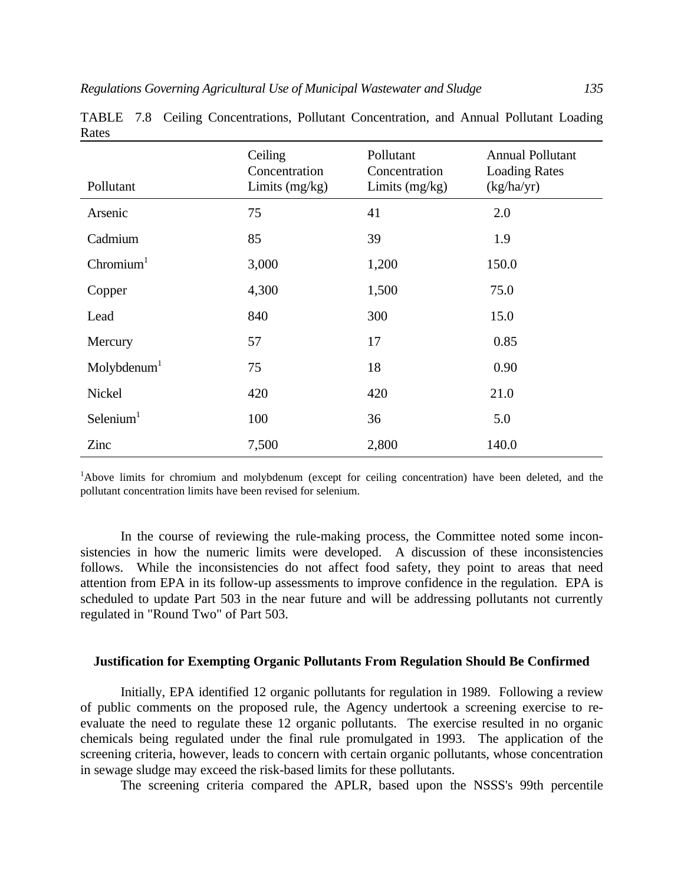TABLE 7.8 Ceiling Concentrations, Pollutant Concentration, and Annual Pollutant Loading Rates

| Pollutant | Ceiling Concentration Limits (mg/kg) | Pollutant Concentration Limits (mg/kg) | Annual Pollutant Loading Rates (kg/ha/yr) |
|---|---|---|---|
| Arsenic | 75 | 41 | 2.0 |
| Cadmium | 85 | 39 | 1.9 |
| Chromium[1] | 3,000 | 1,200 | 150.0 |
| Copper | 4,300 | 1,500 | 75.0 |
| Lead | 840 | 300 | 15.0 |
| Mercury | 57 | 17 | 0.85 |
| Molybdenum[1] | 75 | 18 | 0.90 |
| Nickel | 420 | 420 | 21.0 |
| Selenium[1] | 100 | 36 | 5.0 |
| Zinc | 7,500 | 2,800 | 140.0 |

[1]Above limits for chromium and molybdenum (except for ceiling concentration) have been deleted, and the pollutant concentration limits have been revised for selenium.

In the course of reviewing the rule-making process, the Committee noted some inconsistencies in how the numeric limits were developed. A discussion of these inconsistencies follows. While the inconsistencies do not affect food safety, they point to areas that need attention from EPA in its follow-up assessments to improve confidence in the regulation. EPA is scheduled to update Part 503 in the near future and will be addressing pollutants not currently regulated in "Round Two" of Part 503.

**Justification for Exempting Organic Pollutants From Regulation Should Be Confirmed**

Initially, EPA identified 12 organic pollutants for regulation in 1989. Following a review of public comments on the proposed rule, the Agency undertook a screening exercise to re-evaluate the need to regulate these 12 organic pollutants. The exercise resulted in no organic chemicals being regulated under the final rule promulgated in 1993. The application of the screening criteria, however, leads to concern with certain organic pollutants, whose concentration in sewage sludge may exceed the risk-based limits for these pollutants.

The screening criteria compared the APLR, based upon the NSSS's 99th percentile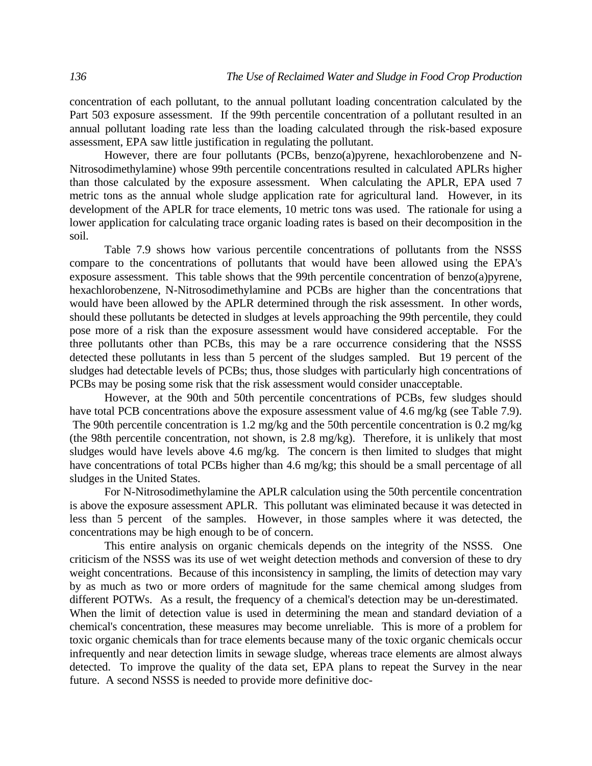concentration of each pollutant, to the annual pollutant loading concentration calculated by the Part 503 exposure assessment. If the 99th percentile concentration of a pollutant resulted in an annual pollutant loading rate less than the loading calculated through the risk-based exposure assessment, EPA saw little justification in regulating the pollutant.

However, there are four pollutants (PCBs, benzo(a)pyrene, hexachlorobenzene and N-Nitrosodimethylamine) whose 99th percentile concentrations resulted in calculated APLRs higher than those calculated by the exposure assessment. When calculating the APLR, EPA used 7 metric tons as the annual whole sludge application rate for agricultural land. However, in its development of the APLR for trace elements, 10 metric tons was used. The rationale for using a lower application for calculating trace organic loading rates is based on their decomposition in the soil.

Table 7.9 shows how various percentile concentrations of pollutants from the NSSS compare to the concentrations of pollutants that would have been allowed using the EPA's exposure assessment. This table shows that the 99th percentile concentration of benzo(a)pyrene, hexachlorobenzene, N-Nitrosodimethylamine and PCBs are higher than the concentrations that would have been allowed by the APLR determined through the risk assessment. In other words, should these pollutants be detected in sludges at levels approaching the 99th percentile, they could pose more of a risk than the exposure assessment would have considered acceptable. For the three pollutants other than PCBs, this may be a rare occurrence considering that the NSSS detected these pollutants in less than 5 percent of the sludges sampled. But 19 percent of the sludges had detectable levels of PCBs; thus, those sludges with particularly high concentrations of PCBs may be posing some risk that the risk assessment would consider unacceptable.

However, at the 90th and 50th percentile concentrations of PCBs, few sludges should have total PCB concentrations above the exposure assessment value of 4.6 mg/kg (see Table 7.9). The 90th percentile concentration is 1.2 mg/kg and the 50th percentile concentration is 0.2 mg/kg (the 98th percentile concentration, not shown, is 2.8 mg/kg). Therefore, it is unlikely that most sludges would have levels above 4.6 mg/kg. The concern is then limited to sludges that might have concentrations of total PCBs higher than 4.6 mg/kg; this should be a small percentage of all sludges in the United States.

For N-Nitrosodimethylamine the APLR calculation using the 50th percentile concentration is above the exposure assessment APLR. This pollutant was eliminated because it was detected in less than 5 percent of the samples. However, in those samples where it was detected, the concentrations may be high enough to be of concern.

This entire analysis on organic chemicals depends on the integrity of the NSSS. One criticism of the NSSS was its use of wet weight detection methods and conversion of these to dry weight concentrations. Because of this inconsistency in sampling, the limits of detection may vary by as much as two or more orders of magnitude for the same chemical among sludges from different POTWs. As a result, the frequency of a chemical's detection may be un-derestimated. When the limit of detection value is used in determining the mean and standard deviation of a chemical's concentration, these measures may become unreliable. This is more of a problem for toxic organic chemicals than for trace elements because many of the toxic organic chemicals occur infrequently and near detection limits in sewage sludge, whereas trace elements are almost always detected. To improve the quality of the data set, EPA plans to repeat the Survey in the near future. A second NSSS is needed to provide more definitive doc-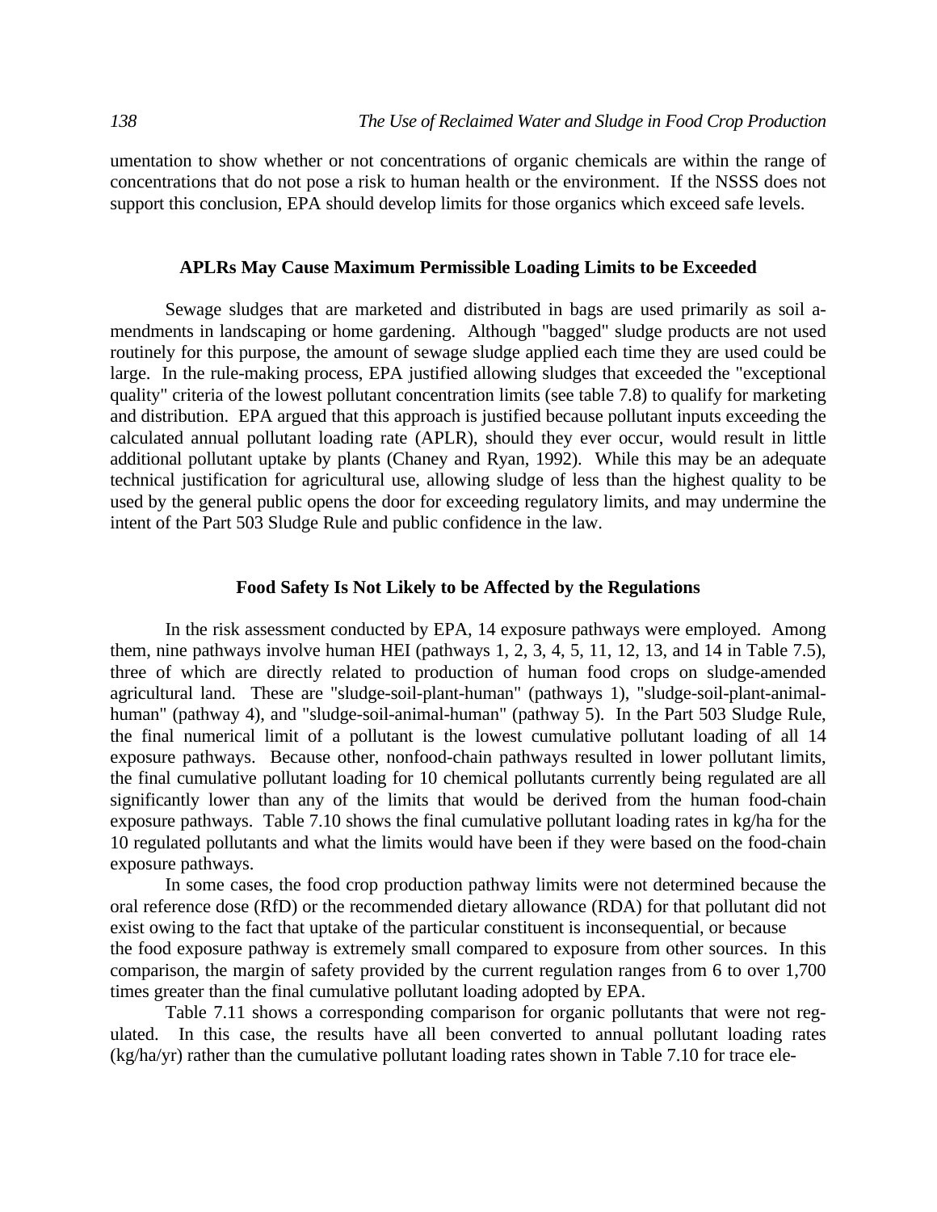umentation to show whether or not concentrations of organic chemicals are within the range of concentrations that do not pose a risk to human health or the environment. If the NSSS does not support this conclusion, EPA should develop limits for those organics which exceed safe levels.

### APLRs May Cause Maximum Permissible Loading Limits to be Exceeded

Sewage sludges that are marketed and distributed in bags are used primarily as soil amendments in landscaping or home gardening. Although "bagged" sludge products are not used routinely for this purpose, the amount of sewage sludge applied each time they are used could be large. In the rule-making process, EPA justified allowing sludges that exceeded the "exceptional quality" criteria of the lowest pollutant concentration limits (see table 7.8) to qualify for marketing and distribution. EPA argued that this approach is justified because pollutant inputs exceeding the calculated annual pollutant loading rate (APLR), should they ever occur, would result in little additional pollutant uptake by plants (Chaney and Ryan, 1992). While this may be an adequate technical justification for agricultural use, allowing sludge of less than the highest quality to be used by the general public opens the door for exceeding regulatory limits, and may undermine the intent of the Part 503 Sludge Rule and public confidence in the law.

### Food Safety Is Not Likely to be Affected by the Regulations

In the risk assessment conducted by EPA, 14 exposure pathways were employed. Among them, nine pathways involve human HEI (pathways 1, 2, 3, 4, 5, 11, 12, 13, and 14 in Table 7.5), three of which are directly related to production of human food crops on sludge-amended agricultural land. These are "sludge-soil-plant-human" (pathways 1), "sludge-soil-plant-animal-human" (pathway 4), and "sludge-soil-animal-human" (pathway 5). In the Part 503 Sludge Rule, the final numerical limit of a pollutant is the lowest cumulative pollutant loading of all 14 exposure pathways. Because other, nonfood-chain pathways resulted in lower pollutant limits, the final cumulative pollutant loading for 10 chemical pollutants currently being regulated are all significantly lower than any of the limits that would be derived from the human food-chain exposure pathways. Table 7.10 shows the final cumulative pollutant loading rates in kg/ha for the 10 regulated pollutants and what the limits would have been if they were based on the food-chain exposure pathways.

In some cases, the food crop production pathway limits were not determined because the oral reference dose (RfD) or the recommended dietary allowance (RDA) for that pollutant did not exist owing to the fact that uptake of the particular constituent is inconsequential, or because the food exposure pathway is extremely small compared to exposure from other sources. In this comparison, the margin of safety provided by the current regulation ranges from 6 to over 1,700 times greater than the final cumulative pollutant loading adopted by EPA.

Table 7.11 shows a corresponding comparison for organic pollutants that were not regulated. In this case, the results have all been converted to annual pollutant loading rates (kg/ha/yr) rather than the cumulative pollutant loading rates shown in Table 7.10 for trace ele-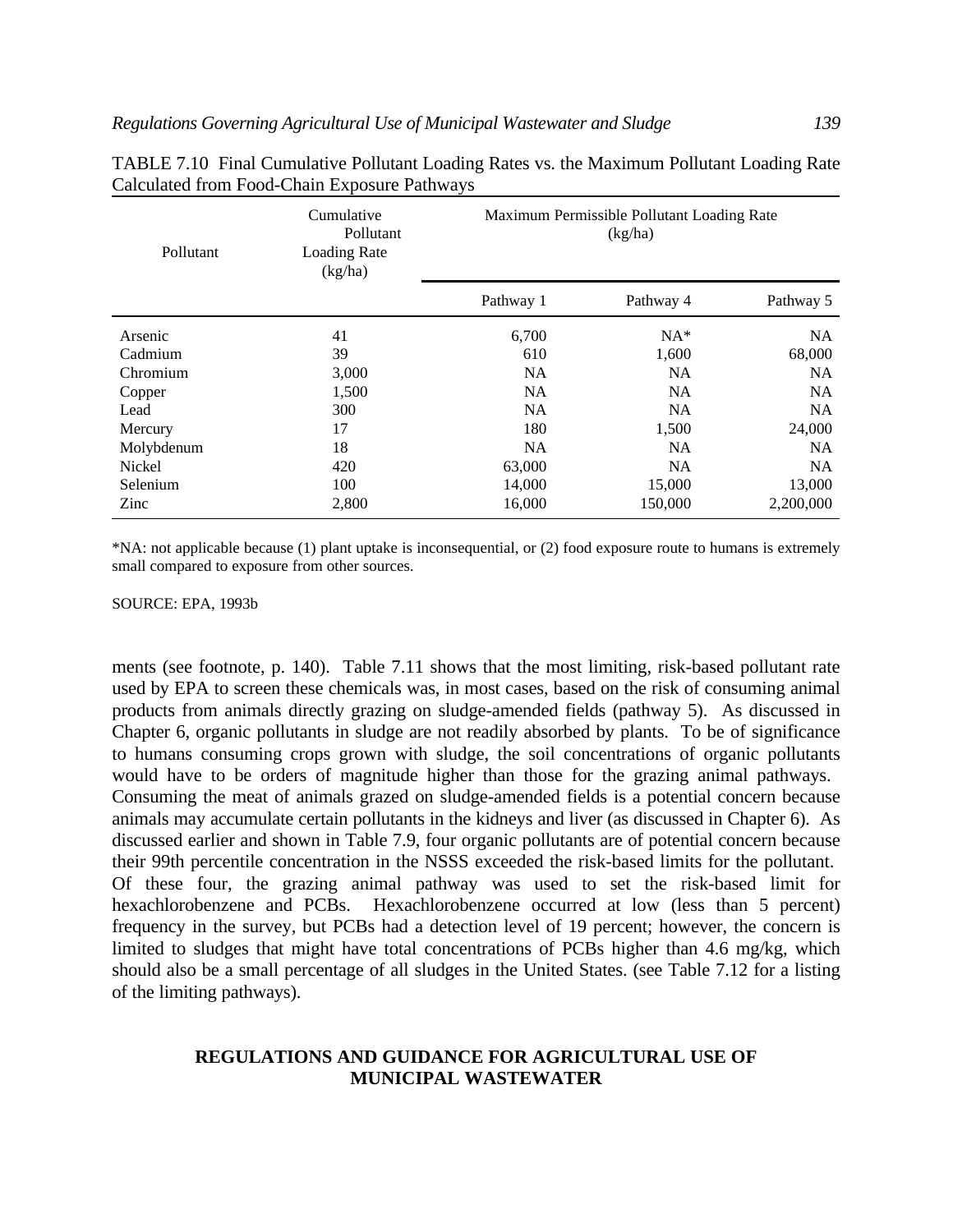TABLE 7.10 Final Cumulative Pollutant Loading Rates vs. the Maximum Pollutant Loading Rate Calculated from Food-Chain Exposure Pathways

| Pollutant | Cumulative Pollutant Loading Rate (kg/ha) | Maximum Permissible Pollutant Loading Rate (kg/ha) | | |
|---|---|---|---|---|
| | | Pathway 1 | Pathway 4 | Pathway 5 |
| Arsenic | 41 | 6,700 | NA* | NA |
| Cadmium | 39 | 610 | 1,600 | 68,000 |
| Chromium | 3,000 | NA | NA | NA |
| Copper | 1,500 | NA | NA | NA |
| Lead | 300 | NA | NA | NA |
| Mercury | 17 | 180 | 1,500 | 24,000 |
| Molybdenum | 18 | NA | NA | NA |
| Nickel | 420 | 63,000 | NA | NA |
| Selenium | 100 | 14,000 | 15,000 | 13,000 |
| Zinc | 2,800 | 16,000 | 150,000 | 2,200,000 |

*NA: not applicable because (1) plant uptake is inconsequential, or (2) food exposure route to humans is extremely small compared to exposure from other sources.

SOURCE: EPA, 1993b

ments (see footnote, p. 140). Table 7.11 shows that the most limiting, risk-based pollutant rate used by EPA to screen these chemicals was, in most cases, based on the risk of consuming animal products from animals directly grazing on sludge-amended fields (pathway 5). As discussed in Chapter 6, organic pollutants in sludge are not readily absorbed by plants. To be of significance to humans consuming crops grown with sludge, the soil concentrations of organic pollutants would have to be orders of magnitude higher than those for the grazing animal pathways. Consuming the meat of animals grazed on sludge-amended fields is a potential concern because animals may accumulate certain pollutants in the kidneys and liver (as discussed in Chapter 6). As discussed earlier and shown in Table 7.9, four organic pollutants are of potential concern because their 99th percentile concentration in the NSSS exceeded the risk-based limits for the pollutant. Of these four, the grazing animal pathway was used to set the risk-based limit for hexachlorobenzene and PCBs. Hexachlorobenzene occurred at low (less than 5 percent) frequency in the survey, but PCBs had a detection level of 19 percent; however, the concern is limited to sludges that might have total concentrations of PCBs higher than 4.6 mg/kg, which should also be a small percentage of all sludges in the United States. (see Table 7.12 for a listing of the limiting pathways).

## REGULATIONS AND GUIDANCE FOR AGRICULTURAL USE OF MUNICIPAL WASTEWATER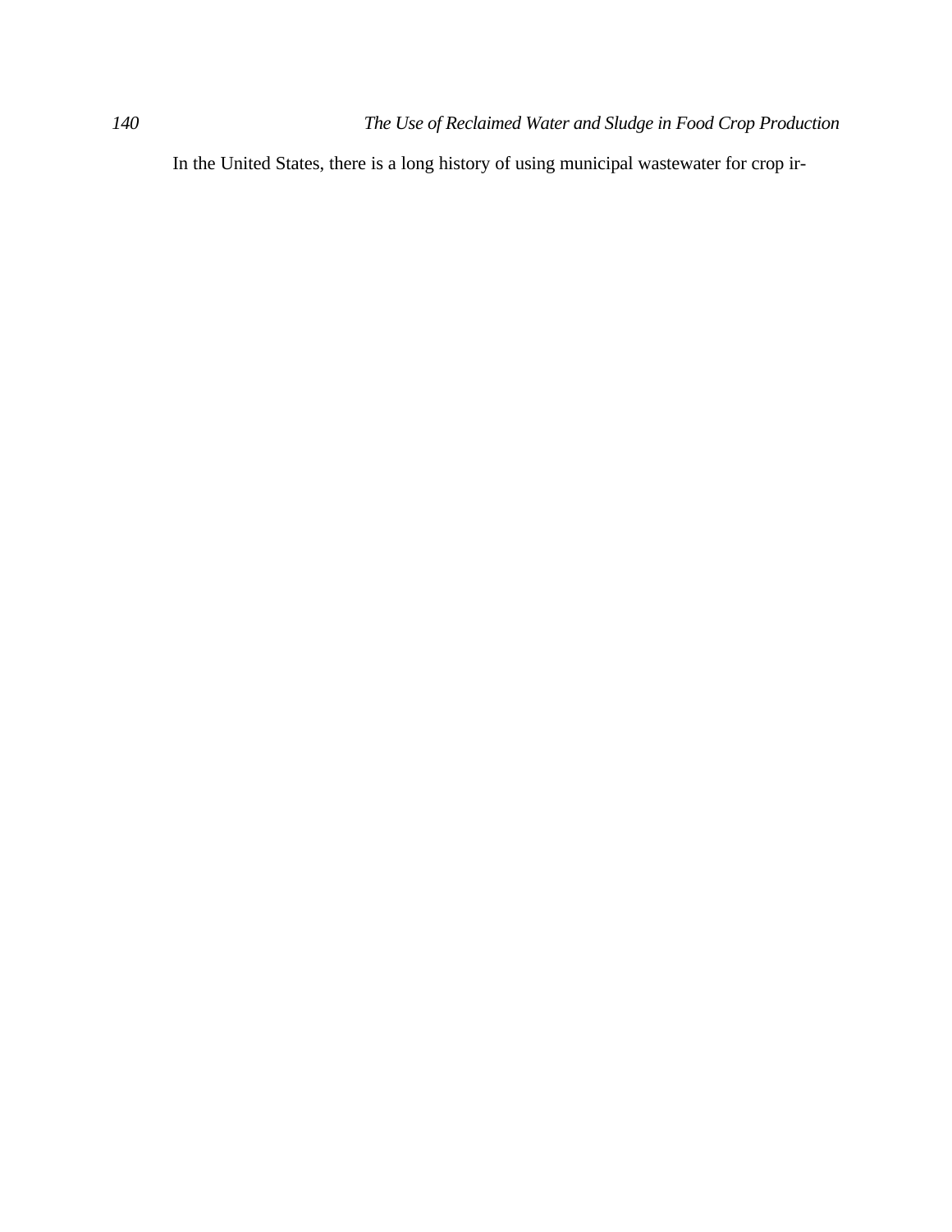In the United States, there is a long history of using municipal wastewater for crop ir-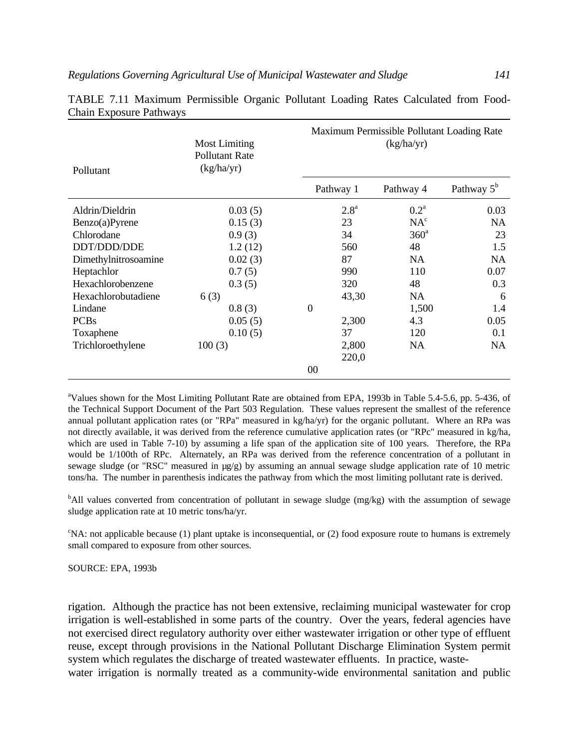TABLE 7.11 Maximum Permissible Organic Pollutant Loading Rates Calculated from Food-Chain Exposure Pathways

| Pollutant | Most Limiting Pollutant Rate (kg/ha/yr) | Maximum Permissible Pollutant Loading Rate (kg/ha/yr) | | |
|---|---|---|---|---|
| | | Pathway 1 | Pathway 4 | Pathway 5[b] |
| Aldrin/Dieldrin | 0.03 (5) | 2.8[a] | 0.2[a] | 0.03 |
| Benzo(a)Pyrene | 0.15 (3) | 23 | NA[c] | NA |
| Chlorodane | 0.9 (3) | 34 | 360[a] | 23 |
| DDT/DDD/DDE | 1.2 (12) | 560 | 48 | 1.5 |
| Dimethylnitrosoamine | 0.02 (3) | 87 | NA | NA |
| Heptachlor | 0.7 (5) | 990 | 110 | 0.07 |
| Hexachlorobenzene | 0.3 (5) | 320 | 48 | 0.3 |
| Hexachlorobutadiene | 6 (3) | 43,30 | NA | 6 |
| Lindane | 0.8 (3) | 0 | 1,500 | 1.4 |
| PCBs | 0.05 (5) | 2,300 | 4.3 | 0.05 |
| Toxaphene | 0.10 (5) | 37 | 120 | 0.1 |
| Trichloroethylene | 100 (3) | 2,800 220,0 | NA | NA |
| | | 00 | | |

[a]Values shown for the Most Limiting Pollutant Rate are obtained from EPA, 1993b in Table 5.4-5.6, pp. 5-436, of the Technical Support Document of the Part 503 Regulation. These values represent the smallest of the reference annual pollutant application rates (or "RPa" measured in kg/ha/yr) for the organic pollutant. Where an RPa was not directly available, it was derived from the reference cumulative application rates (or "RPc" measured in kg/ha, which are used in Table 7-10) by assuming a life span of the application site of 100 years. Therefore, the RPa would be 1/100th of RPc. Alternately, an RPa was derived from the reference concentration of a pollutant in sewage sludge (or "RSC" measured in µg/g) by assuming an annual sewage sludge application rate of 10 metric tons/ha. The number in parenthesis indicates the pathway from which the most limiting pollutant rate is derived.

[b]All values converted from concentration of pollutant in sewage sludge (mg/kg) with the assumption of sewage sludge application rate at 10 metric tons/ha/yr.

[c]NA: not applicable because (1) plant uptake is inconsequential, or (2) food exposure route to humans is extremely small compared to exposure from other sources.

SOURCE: EPA, 1993b

rigation. Although the practice has not been extensive, reclaiming municipal wastewater for crop irrigation is well-established in some parts of the country. Over the years, federal agencies have not exercised direct regulatory authority over either wastewater irrigation or other type of effluent reuse, except through provisions in the National Pollutant Discharge Elimination System permit system which regulates the discharge of treated wastewater effluents. In practice, wastewater irrigation is normally treated as a community-wide environmental sanitation and public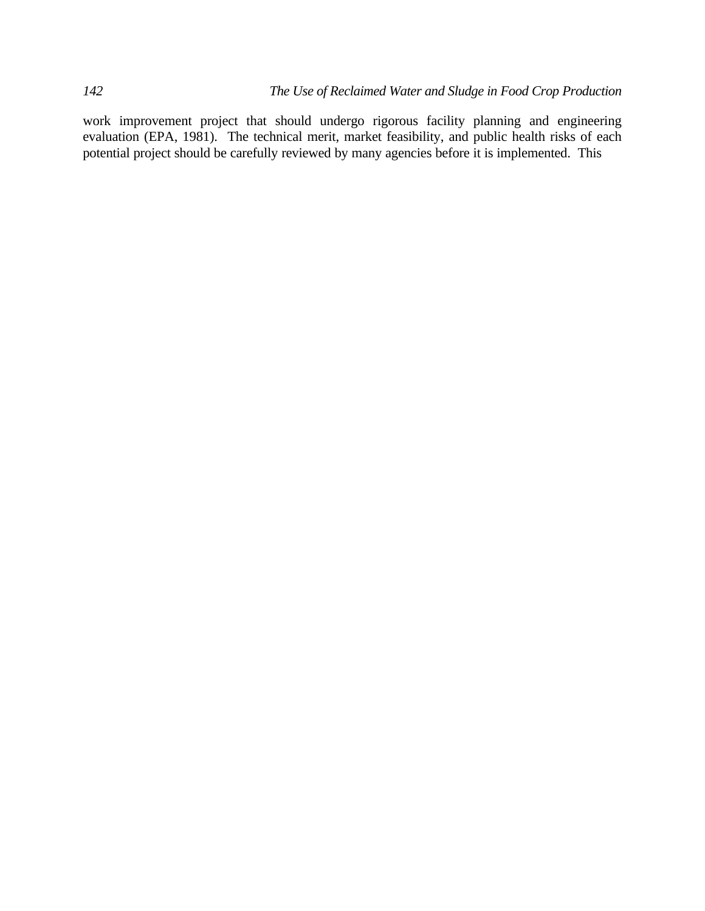work improvement project that should undergo rigorous facility planning and engineering evaluation (EPA, 1981). The technical merit, market feasibility, and public health risks of each potential project should be carefully reviewed by many agencies before it is implemented. This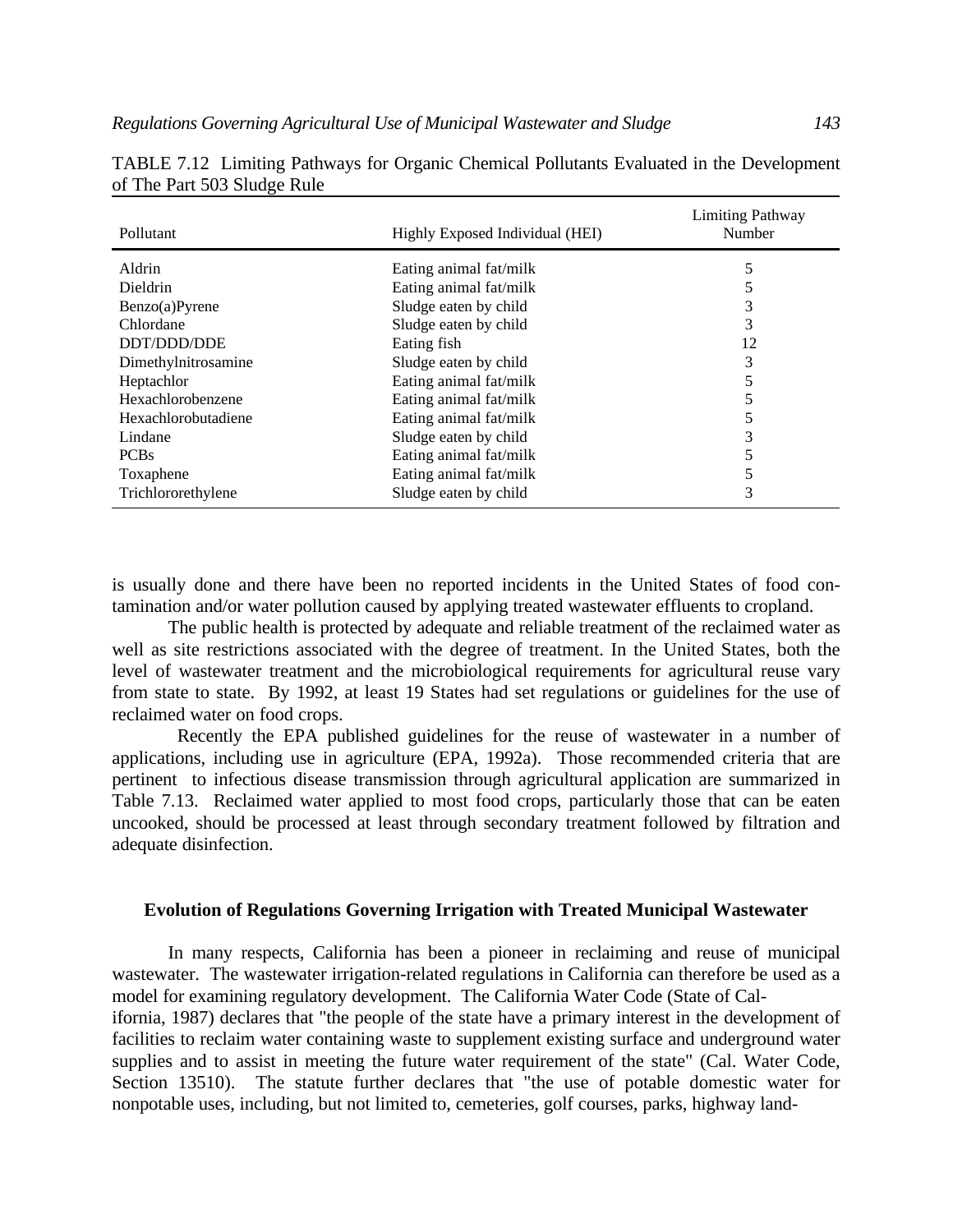TABLE 7.12 Limiting Pathways for Organic Chemical Pollutants Evaluated in the Development of The Part 503 Sludge Rule

| Pollutant | Highly Exposed Individual (HEI) | Limiting Pathway Number |
|---|---|---|
| Aldrin | Eating animal fat/milk | 5 |
| Dieldrin | Eating animal fat/milk | 5 |
| Benzo(a)Pyrene | Sludge eaten by child | 3 |
| Chlordane | Sludge eaten by child | 3 |
| DDT/DDD/DDE | Eating fish | 12 |
| Dimethylnitrosamine | Sludge eaten by child | 3 |
| Heptachlor | Eating animal fat/milk | 5 |
| Hexachlorobenzene | Eating animal fat/milk | 5 |
| Hexachlorobutadiene | Eating animal fat/milk | 5 |
| Lindane | Sludge eaten by child | 3 |
| PCBs | Eating animal fat/milk | 5 |
| Toxaphene | Eating animal fat/milk | 5 |
| Trichlororethylene | Sludge eaten by child | 3 |

is usually done and there have been no reported incidents in the United States of food contamination and/or water pollution caused by applying treated wastewater effluents to cropland.

The public health is protected by adequate and reliable treatment of the reclaimed water as well as site restrictions associated with the degree of treatment. In the United States, both the level of wastewater treatment and the microbiological requirements for agricultural reuse vary from state to state. By 1992, at least 19 States had set regulations or guidelines for the use of reclaimed water on food crops.

Recently the EPA published guidelines for the reuse of wastewater in a number of applications, including use in agriculture (EPA, 1992a). Those recommended criteria that are pertinent to infectious disease transmission through agricultural application are summarized in Table 7.13. Reclaimed water applied to most food crops, particularly those that can be eaten uncooked, should be processed at least through secondary treatment followed by filtration and adequate disinfection.

### Evolution of Regulations Governing Irrigation with Treated Municipal Wastewater

In many respects, California has been a pioneer in reclaiming and reuse of municipal wastewater. The wastewater irrigation-related regulations in California can therefore be used as a model for examining regulatory development. The California Water Code (State of California, 1987) declares that "the people of the state have a primary interest in the development of facilities to reclaim water containing waste to supplement existing surface and underground water supplies and to assist in meeting the future water requirement of the state" (Cal. Water Code, Section 13510). The statute further declares that "the use of potable domestic water for nonpotable uses, including, but not limited to, cemeteries, golf courses, parks, highway land-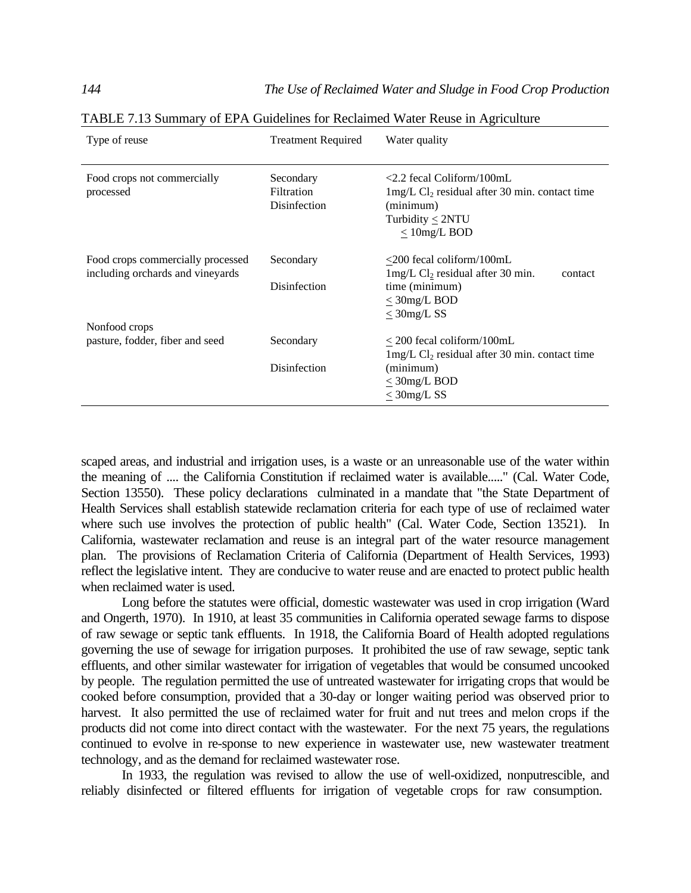TABLE 7.13 Summary of EPA Guidelines for Reclaimed Water Reuse in Agriculture

| Type of reuse | Treatment Required | Water quality |
|---|---|---|
| Food crops not commercially processed | Secondary<br>Filtration<br>Disinfection | <2.2 fecal Coliform/100mL<br>1mg/L $Cl_2$ residual after 30 min. contact time (minimum)<br>Turbidity $\leq$ 2NTU<br>$\leq$ 10mg/L BOD |
| Food crops commercially processed including orchards and vineyards | Secondary<br>Disinfection | $\leq$200 fecal coliform/100mL<br>1mg/L $Cl_2$ residual after 30 min. contact time (minimum)<br>$\leq$ 30mg/L BOD<br>$\leq$ 30mg/L SS |
| Nonfood crops<br>pasture, fodder, fiber and seed | Secondary<br>Disinfection | $\leq$ 200 fecal coliform/100mL<br>1mg/L $Cl_2$ residual after 30 min. contact time (minimum)<br>$\leq$ 30mg/L BOD<br>$\leq$ 30mg/L SS |

scaped areas, and industrial and irrigation uses, is a waste or an unreasonable use of the water within the meaning of .... the California Constitution if reclaimed water is available....." (Cal. Water Code, Section 13550). These policy declarations culminated in a mandate that "the State Department of Health Services shall establish statewide reclamation criteria for each type of use of reclaimed water where such use involves the protection of public health" (Cal. Water Code, Section 13521). In California, wastewater reclamation and reuse is an integral part of the water resource management plan. The provisions of Reclamation Criteria of California (Department of Health Services, 1993) reflect the legislative intent. They are conducive to water reuse and are enacted to protect public health when reclaimed water is used.

Long before the statutes were official, domestic wastewater was used in crop irrigation (Ward and Ongerth, 1970). In 1910, at least 35 communities in California operated sewage farms to dispose of raw sewage or septic tank effluents. In 1918, the California Board of Health adopted regulations governing the use of sewage for irrigation purposes. It prohibited the use of raw sewage, septic tank effluents, and other similar wastewater for irrigation of vegetables that would be consumed uncooked by people. The regulation permitted the use of untreated wastewater for irrigating crops that would be cooked before consumption, provided that a 30-day or longer waiting period was observed prior to harvest. It also permitted the use of reclaimed water for fruit and nut trees and melon crops if the products did not come into direct contact with the wastewater. For the next 75 years, the regulations continued to evolve in re-sponse to new experience in wastewater use, new wastewater treatment technology, and as the demand for reclaimed wastewater rose.

In 1933, the regulation was revised to allow the use of well-oxidized, nonputrescible, and reliably disinfected or filtered effluents for irrigation of vegetable crops for raw consumption.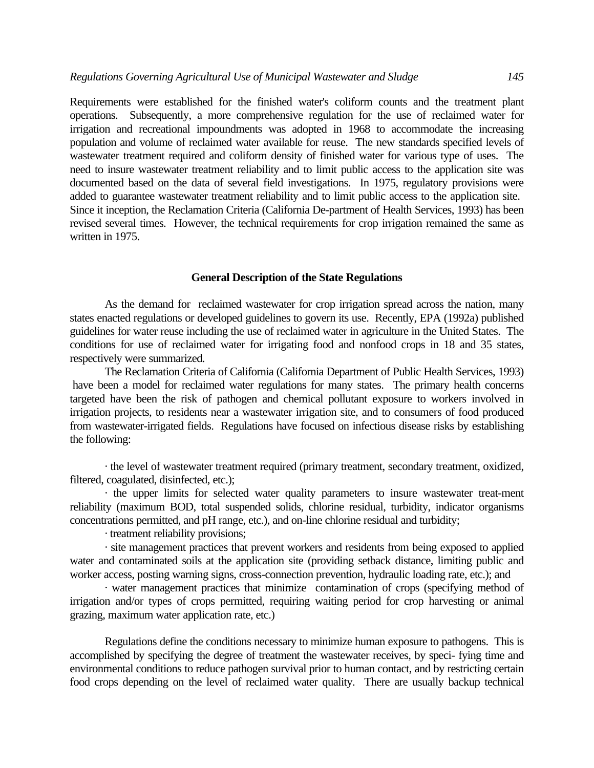Requirements were established for the finished water's coliform counts and the treatment plant operations. Subsequently, a more comprehensive regulation for the use of reclaimed water for irrigation and recreational impoundments was adopted in 1968 to accommodate the increasing population and volume of reclaimed water available for reuse. The new standards specified levels of wastewater treatment required and coliform density of finished water for various type of uses. The need to insure wastewater treatment reliability and to limit public access to the application site was documented based on the data of several field investigations. In 1975, regulatory provisions were added to guarantee wastewater treatment reliability and to limit public access to the application site. Since it inception, the Reclamation Criteria (California De-partment of Health Services, 1993) has been revised several times. However, the technical requirements for crop irrigation remained the same as written in 1975.

### General Description of the State Regulations

As the demand for reclaimed wastewater for crop irrigation spread across the nation, many states enacted regulations or developed guidelines to govern its use. Recently, EPA (1992a) published guidelines for water reuse including the use of reclaimed water in agriculture in the United States. The conditions for use of reclaimed water for irrigating food and nonfood crops in 18 and 35 states, respectively were summarized.

The Reclamation Criteria of California (California Department of Public Health Services, 1993) have been a model for reclaimed water regulations for many states. The primary health concerns targeted have been the risk of pathogen and chemical pollutant exposure to workers involved in irrigation projects, to residents near a wastewater irrigation site, and to consumers of food produced from wastewater-irrigated fields. Regulations have focused on infectious disease risks by establishing the following:

- the level of wastewater treatment required (primary treatment, secondary treatment, oxidized, filtered, coagulated, disinfected, etc.);
- the upper limits for selected water quality parameters to insure wastewater treat-ment reliability (maximum BOD, total suspended solids, chlorine residual, turbidity, indicator organisms concentrations permitted, and pH range, etc.), and on-line chlorine residual and turbidity;
- treatment reliability provisions;
- site management practices that prevent workers and residents from being exposed to applied water and contaminated soils at the application site (providing setback distance, limiting public and worker access, posting warning signs, cross-connection prevention, hydraulic loading rate, etc.); and
- water management practices that minimize contamination of crops (specifying method of irrigation and/or types of crops permitted, requiring waiting period for crop harvesting or animal grazing, maximum water application rate, etc.)

Regulations define the conditions necessary to minimize human exposure to pathogens. This is accomplished by specifying the degree of treatment the wastewater receives, by speci- fying time and environmental conditions to reduce pathogen survival prior to human contact, and by restricting certain food crops depending on the level of reclaimed water quality. There are usually backup technical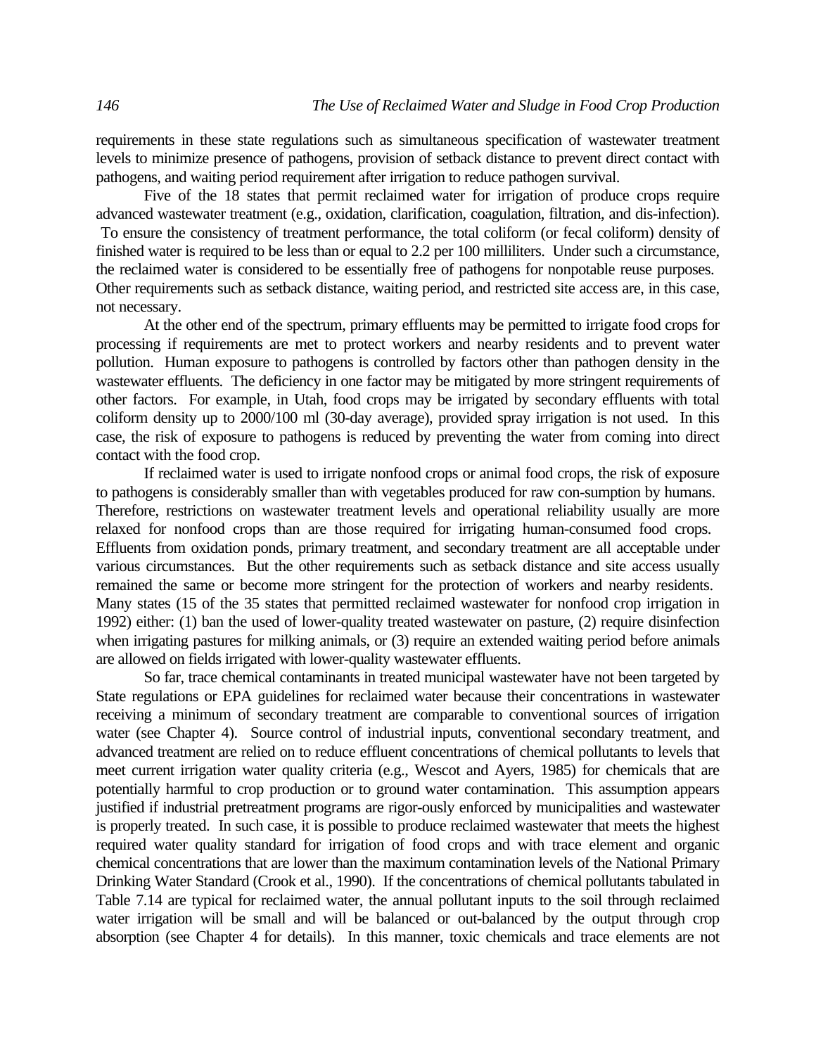requirements in these state regulations such as simultaneous specification of wastewater treatment levels to minimize presence of pathogens, provision of setback distance to prevent direct contact with pathogens, and waiting period requirement after irrigation to reduce pathogen survival.

Five of the 18 states that permit reclaimed water for irrigation of produce crops require advanced wastewater treatment (e.g., oxidation, clarification, coagulation, filtration, and dis-infection). To ensure the consistency of treatment performance, the total coliform (or fecal coliform) density of finished water is required to be less than or equal to 2.2 per 100 milliliters. Under such a circumstance, the reclaimed water is considered to be essentially free of pathogens for nonpotable reuse purposes. Other requirements such as setback distance, waiting period, and restricted site access are, in this case, not necessary.

At the other end of the spectrum, primary effluents may be permitted to irrigate food crops for processing if requirements are met to protect workers and nearby residents and to prevent water pollution. Human exposure to pathogens is controlled by factors other than pathogen density in the wastewater effluents. The deficiency in one factor may be mitigated by more stringent requirements of other factors. For example, in Utah, food crops may be irrigated by secondary effluents with total coliform density up to 2000/100 ml (30-day average), provided spray irrigation is not used. In this case, the risk of exposure to pathogens is reduced by preventing the water from coming into direct contact with the food crop.

If reclaimed water is used to irrigate nonfood crops or animal food crops, the risk of exposure to pathogens is considerably smaller than with vegetables produced for raw con-sumption by humans. Therefore, restrictions on wastewater treatment levels and operational reliability usually are more relaxed for nonfood crops than are those required for irrigating human-consumed food crops. Effluents from oxidation ponds, primary treatment, and secondary treatment are all acceptable under various circumstances. But the other requirements such as setback distance and site access usually remained the same or become more stringent for the protection of workers and nearby residents. Many states (15 of the 35 states that permitted reclaimed wastewater for nonfood crop irrigation in 1992) either: (1) ban the used of lower-quality treated wastewater on pasture, (2) require disinfection when irrigating pastures for milking animals, or (3) require an extended waiting period before animals are allowed on fields irrigated with lower-quality wastewater effluents.

So far, trace chemical contaminants in treated municipal wastewater have not been targeted by State regulations or EPA guidelines for reclaimed water because their concentrations in wastewater receiving a minimum of secondary treatment are comparable to conventional sources of irrigation water (see Chapter 4). Source control of industrial inputs, conventional secondary treatment, and advanced treatment are relied on to reduce effluent concentrations of chemical pollutants to levels that meet current irrigation water quality criteria (e.g., Wescot and Ayers, 1985) for chemicals that are potentially harmful to crop production or to ground water contamination. This assumption appears justified if industrial pretreatment programs are rigor-ously enforced by municipalities and wastewater is properly treated. In such case, it is possible to produce reclaimed wastewater that meets the highest required water quality standard for irrigation of food crops and with trace element and organic chemical concentrations that are lower than the maximum contamination levels of the National Primary Drinking Water Standard (Crook et al., 1990). If the concentrations of chemical pollutants tabulated in Table 7.14 are typical for reclaimed water, the annual pollutant inputs to the soil through reclaimed water irrigation will be small and will be balanced or out-balanced by the output through crop absorption (see Chapter 4 for details). In this manner, toxic chemicals and trace elements are not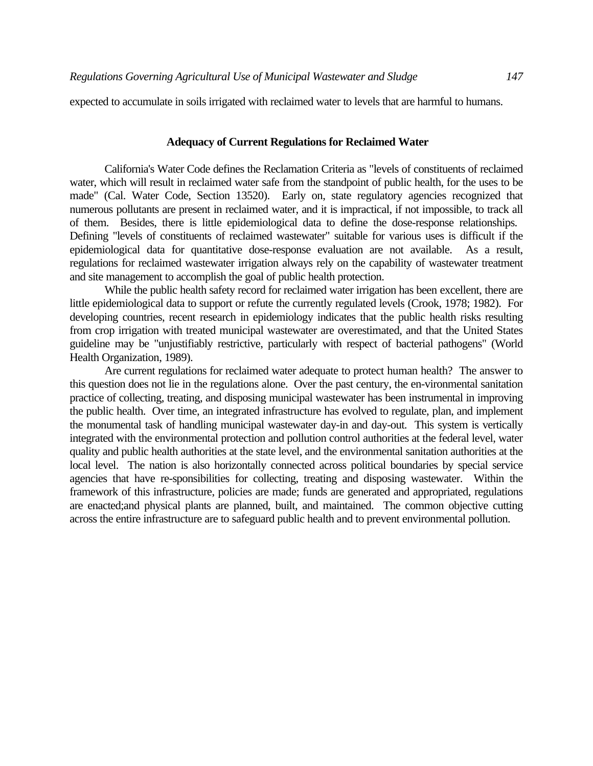expected to accumulate in soils irrigated with reclaimed water to levels that are harmful to humans.

## Adequacy of Current Regulations for Reclaimed Water

California's Water Code defines the Reclamation Criteria as "levels of constituents of reclaimed water, which will result in reclaimed water safe from the standpoint of public health, for the uses to be made" (Cal. Water Code, Section 13520). Early on, state regulatory agencies recognized that numerous pollutants are present in reclaimed water, and it is impractical, if not impossible, to track all of them. Besides, there is little epidemiological data to define the dose-response relationships. Defining "levels of constituents of reclaimed wastewater" suitable for various uses is difficult if the epidemiological data for quantitative dose-response evaluation are not available. As a result, regulations for reclaimed wastewater irrigation always rely on the capability of wastewater treatment and site management to accomplish the goal of public health protection.

While the public health safety record for reclaimed water irrigation has been excellent, there are little epidemiological data to support or refute the currently regulated levels (Crook, 1978; 1982). For developing countries, recent research in epidemiology indicates that the public health risks resulting from crop irrigation with treated municipal wastewater are overestimated, and that the United States guideline may be "unjustifiably restrictive, particularly with respect of bacterial pathogens" (World Health Organization, 1989).

Are current regulations for reclaimed water adequate to protect human health? The answer to this question does not lie in the regulations alone. Over the past century, the en-vironmental sanitation practice of collecting, treating, and disposing municipal wastewater has been instrumental in improving the public health. Over time, an integrated infrastructure has evolved to regulate, plan, and implement the monumental task of handling municipal wastewater day-in and day-out. This system is vertically integrated with the environmental protection and pollution control authorities at the federal level, water quality and public health authorities at the state level, and the environmental sanitation authorities at the local level. The nation is also horizontally connected across political boundaries by special service agencies that have re-sponsibilities for collecting, treating and disposing wastewater. Within the framework of this infrastructure, policies are made; funds are generated and appropriated, regulations are enacted;and physical plants are planned, built, and maintained. The common objective cutting across the entire infrastructure are to safeguard public health and to prevent environmental pollution.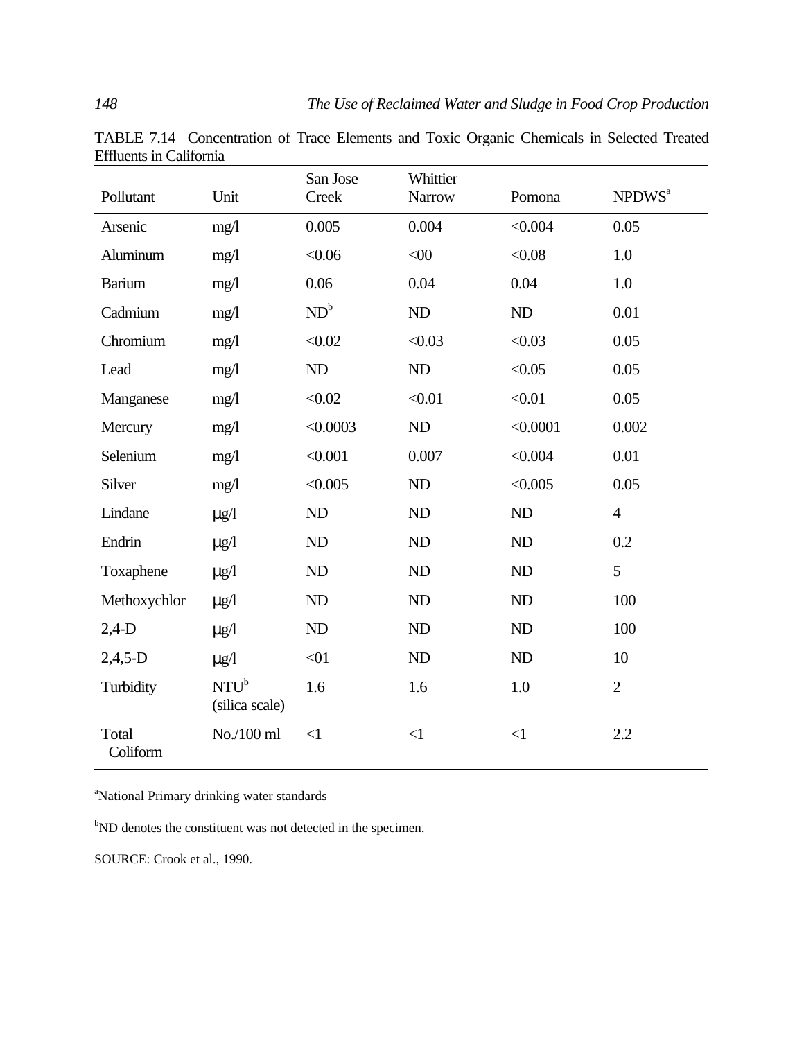TABLE 7.14 Concentration of Trace Elements and Toxic Organic Chemicals in Selected Treated Effluents in California

| Pollutant | Unit | San Jose Creek | Whittier Narrow | Pomona | NPDWS[a] |
|---|---|---|---|---|---|
| Arsenic | mg/l | 0.005 | 0.004 | <0.004 | 0.05 |
| Aluminum | mg/l | <0.06 | <00 | <0.08 | 1.0 |
| Barium | mg/l | 0.06 | 0.04 | 0.04 | 1.0 |
| Cadmium | mg/l | ND[b] | ND | ND | 0.01 |
| Chromium | mg/l | <0.02 | <0.03 | <0.03 | 0.05 |
| Lead | mg/l | ND | ND | <0.05 | 0.05 |
| Manganese | mg/l | <0.02 | <0.01 | <0.01 | 0.05 |
| Mercury | mg/l | <0.0003 | ND | <0.0001 | 0.002 |
| Selenium | mg/l | <0.001 | 0.007 | <0.004 | 0.01 |
| Silver | mg/l | <0.005 | ND | <0.005 | 0.05 |
| Lindane | μg/l | ND | ND | ND | 4 |
| Endrin | μg/l | ND | ND | ND | 0.2 |
| Toxaphene | μg/l | ND | ND | ND | 5 |
| Methoxychlor | μg/l | ND | ND | ND | 100 |
| 2,4-D | μg/l | ND | ND | ND | 100 |
| 2,4,5-D | μg/l | <01 | ND | ND | 10 |
| Turbidity | NTU[b] (silica scale) | 1.6 | 1.6 | 1.0 | 2 |
| Total Coliform | No./100 ml | <1 | <1 | <1 | 2.2 |

[a]National Primary drinking water standards

[b]ND denotes the constituent was not detected in the specimen.

SOURCE: Crook et al., 1990.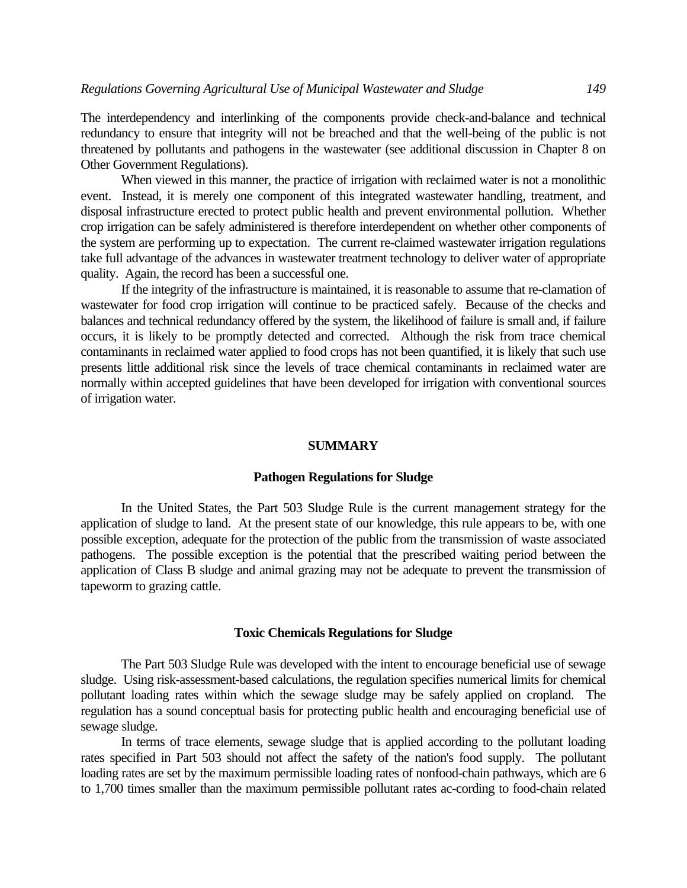The interdependency and interlinking of the components provide check-and-balance and technical redundancy to ensure that integrity will not be breached and that the well-being of the public is not threatened by pollutants and pathogens in the wastewater (see additional discussion in Chapter 8 on Other Government Regulations).

When viewed in this manner, the practice of irrigation with reclaimed water is not a monolithic event. Instead, it is merely one component of this integrated wastewater handling, treatment, and disposal infrastructure erected to protect public health and prevent environmental pollution. Whether crop irrigation can be safely administered is therefore interdependent on whether other components of the system are performing up to expectation. The current re-claimed wastewater irrigation regulations take full advantage of the advances in wastewater treatment technology to deliver water of appropriate quality. Again, the record has been a successful one.

If the integrity of the infrastructure is maintained, it is reasonable to assume that re-clamation of wastewater for food crop irrigation will continue to be practiced safely. Because of the checks and balances and technical redundancy offered by the system, the likelihood of failure is small and, if failure occurs, it is likely to be promptly detected and corrected. Although the risk from trace chemical contaminants in reclaimed water applied to food crops has not been quantified, it is likely that such use presents little additional risk since the levels of trace chemical contaminants in reclaimed water are normally within accepted guidelines that have been developed for irrigation with conventional sources of irrigation water.

## SUMMARY

### Pathogen Regulations for Sludge

In the United States, the Part 503 Sludge Rule is the current management strategy for the application of sludge to land. At the present state of our knowledge, this rule appears to be, with one possible exception, adequate for the protection of the public from the transmission of waste associated pathogens. The possible exception is the potential that the prescribed waiting period between the application of Class B sludge and animal grazing may not be adequate to prevent the transmission of tapeworm to grazing cattle.

### Toxic Chemicals Regulations for Sludge

The Part 503 Sludge Rule was developed with the intent to encourage beneficial use of sewage sludge. Using risk-assessment-based calculations, the regulation specifies numerical limits for chemical pollutant loading rates within which the sewage sludge may be safely applied on cropland. The regulation has a sound conceptual basis for protecting public health and encouraging beneficial use of sewage sludge.

In terms of trace elements, sewage sludge that is applied according to the pollutant loading rates specified in Part 503 should not affect the safety of the nation's food supply. The pollutant loading rates are set by the maximum permissible loading rates of nonfood-chain pathways, which are 6 to 1,700 times smaller than the maximum permissible pollutant rates ac-cording to food-chain related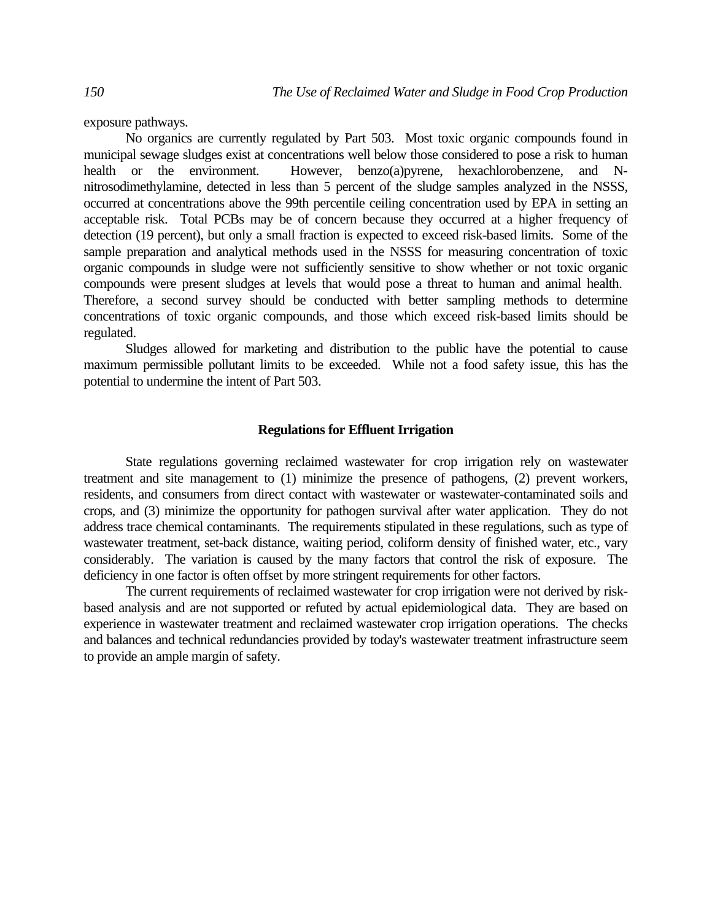exposure pathways.

No organics are currently regulated by Part 503. Most toxic organic compounds found in municipal sewage sludges exist at concentrations well below those considered to pose a risk to human health or the environment. However, benzo(a)pyrene, hexachlorobenzene, and N-nitrosodimethylamine, detected in less than 5 percent of the sludge samples analyzed in the NSSS, occurred at concentrations above the 99th percentile ceiling concentration used by EPA in setting an acceptable risk. Total PCBs may be of concern because they occurred at a higher frequency of detection (19 percent), but only a small fraction is expected to exceed risk-based limits. Some of the sample preparation and analytical methods used in the NSSS for measuring concentration of toxic organic compounds in sludge were not sufficiently sensitive to show whether or not toxic organic compounds were present sludges at levels that would pose a threat to human and animal health. Therefore, a second survey should be conducted with better sampling methods to determine concentrations of toxic organic compounds, and those which exceed risk-based limits should be regulated.

Sludges allowed for marketing and distribution to the public have the potential to cause maximum permissible pollutant limits to be exceeded. While not a food safety issue, this has the potential to undermine the intent of Part 503.

### Regulations for Effluent Irrigation

State regulations governing reclaimed wastewater for crop irrigation rely on wastewater treatment and site management to (1) minimize the presence of pathogens, (2) prevent workers, residents, and consumers from direct contact with wastewater or wastewater-contaminated soils and crops, and (3) minimize the opportunity for pathogen survival after water application. They do not address trace chemical contaminants. The requirements stipulated in these regulations, such as type of wastewater treatment, set-back distance, waiting period, coliform density of finished water, etc., vary considerably. The variation is caused by the many factors that control the risk of exposure. The deficiency in one factor is often offset by more stringent requirements for other factors.

The current requirements of reclaimed wastewater for crop irrigation were not derived by risk-based analysis and are not supported or refuted by actual epidemiological data. They are based on experience in wastewater treatment and reclaimed wastewater crop irrigation operations. The checks and balances and technical redundancies provided by today's wastewater treatment infrastructure seem to provide an ample margin of safety.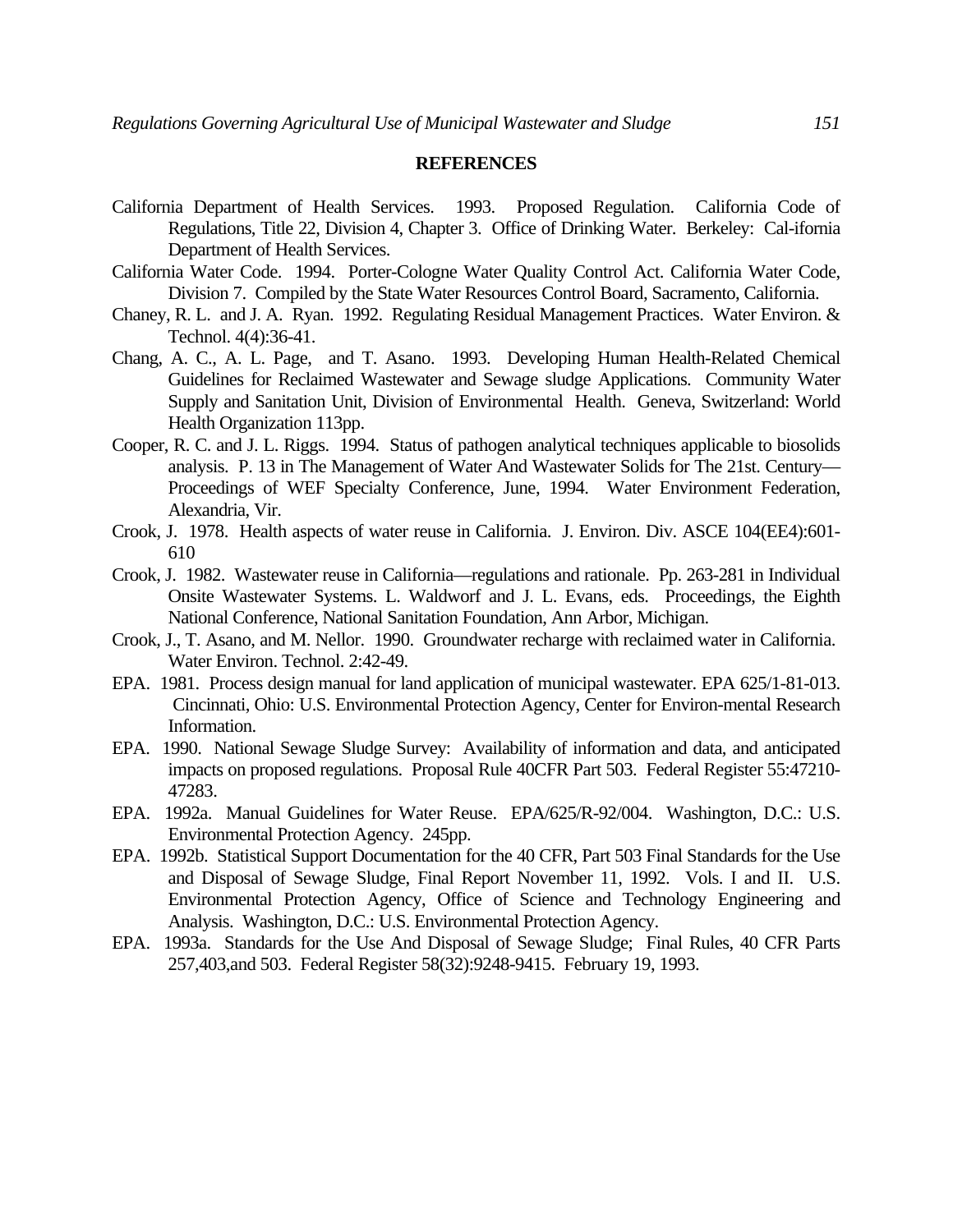## REFERENCES

California Department of Health Services. 1993. Proposed Regulation. California Code of Regulations, Title 22, Division 4, Chapter 3. Office of Drinking Water. Berkeley: Cal-ifornia Department of Health Services.

California Water Code. 1994. Porter-Cologne Water Quality Control Act. California Water Code, Division 7. Compiled by the State Water Resources Control Board, Sacramento, California.

Chaney, R. L. and J. A. Ryan. 1992. Regulating Residual Management Practices. Water Environ. & Technol. 4(4):36-41.

Chang, A. C., A. L. Page, and T. Asano. 1993. Developing Human Health-Related Chemical Guidelines for Reclaimed Wastewater and Sewage sludge Applications. Community Water Supply and Sanitation Unit, Division of Environmental Health. Geneva, Switzerland: World Health Organization 113pp.

Cooper, R. C. and J. L. Riggs. 1994. Status of pathogen analytical techniques applicable to biosolids analysis. P. 13 in The Management of Water And Wastewater Solids for The 21st. Century—Proceedings of WEF Specialty Conference, June, 1994. Water Environment Federation, Alexandria, Vir.

Crook, J. 1978. Health aspects of water reuse in California. J. Environ. Div. ASCE 104(EE4):601-610

Crook, J. 1982. Wastewater reuse in California—regulations and rationale. Pp. 263-281 in Individual Onsite Wastewater Systems. L. Waldworf and J. L. Evans, eds. Proceedings, the Eighth National Conference, National Sanitation Foundation, Ann Arbor, Michigan.

Crook, J., T. Asano, and M. Nellor. 1990. Groundwater recharge with reclaimed water in California. Water Environ. Technol. 2:42-49.

EPA. 1981. Process design manual for land application of municipal wastewater. EPA 625/1-81-013. Cincinnati, Ohio: U.S. Environmental Protection Agency, Center for Environ-mental Research Information.

EPA. 1990. National Sewage Sludge Survey: Availability of information and data, and anticipated impacts on proposed regulations. Proposal Rule 40CFR Part 503. Federal Register 55:47210-47283.

EPA. 1992a. Manual Guidelines for Water Reuse. EPA/625/R-92/004. Washington, D.C.: U.S. Environmental Protection Agency. 245pp.

EPA. 1992b. Statistical Support Documentation for the 40 CFR, Part 503 Final Standards for the Use and Disposal of Sewage Sludge, Final Report November 11, 1992. Vols. I and II. U.S. Environmental Protection Agency, Office of Science and Technology Engineering and Analysis. Washington, D.C.: U.S. Environmental Protection Agency.

EPA. 1993a. Standards for the Use And Disposal of Sewage Sludge; Final Rules, 40 CFR Parts 257,403,and 503. Federal Register 58(32):9248-9415. February 19, 1993.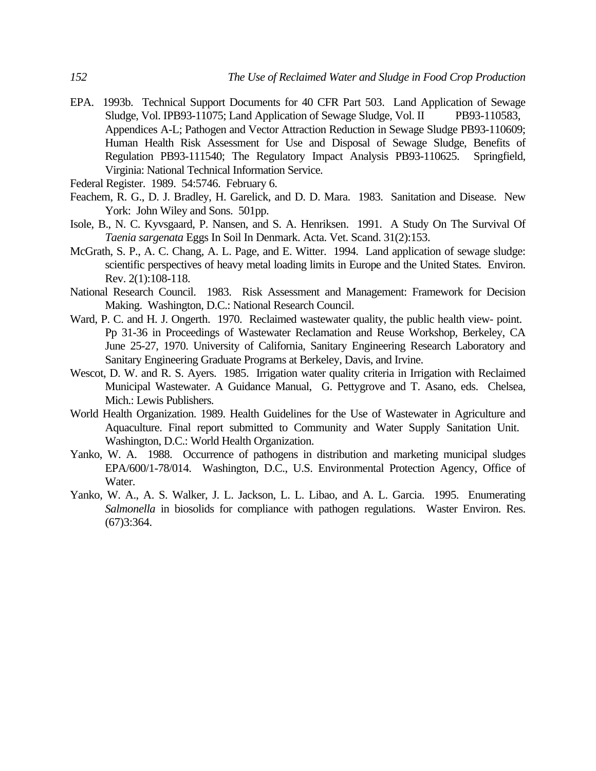EPA. 1993b. Technical Support Documents for 40 CFR Part 503. Land Application of Sewage Sludge, Vol. IPB93-11075; Land Application of Sewage Sludge, Vol. II PB93-110583, Appendices A-L; Pathogen and Vector Attraction Reduction in Sewage Sludge PB93-110609; Human Health Risk Assessment for Use and Disposal of Sewage Sludge, Benefits of Regulation PB93-111540; The Regulatory Impact Analysis PB93-110625. Springfield, Virginia: National Technical Information Service.

Federal Register. 1989. 54:5746. February 6.

Feachem, R. G., D. J. Bradley, H. Garelick, and D. D. Mara. 1983. Sanitation and Disease. New York: John Wiley and Sons. 501pp.

Isole, B., N. C. Kyvsgaard, P. Nansen, and S. A. Henriksen. 1991. A Study On The Survival Of *Taenia sargenata* Eggs In Soil In Denmark. Acta. Vet. Scand. 31(2):153.

McGrath, S. P., A. C. Chang, A. L. Page, and E. Witter. 1994. Land application of sewage sludge: scientific perspectives of heavy metal loading limits in Europe and the United States. Environ. Rev. 2(1):108-118.

National Research Council. 1983. Risk Assessment and Management: Framework for Decision Making. Washington, D.C.: National Research Council.

Ward, P. C. and H. J. Ongerth. 1970. Reclaimed wastewater quality, the public health view- point. Pp 31-36 in Proceedings of Wastewater Reclamation and Reuse Workshop, Berkeley, CA June 25-27, 1970. University of California, Sanitary Engineering Research Laboratory and Sanitary Engineering Graduate Programs at Berkeley, Davis, and Irvine.

Wescot, D. W. and R. S. Ayers. 1985. Irrigation water quality criteria in Irrigation with Reclaimed Municipal Wastewater. A Guidance Manual, G. Pettygrove and T. Asano, eds. Chelsea, Mich.: Lewis Publishers.

World Health Organization. 1989. Health Guidelines for the Use of Wastewater in Agriculture and Aquaculture. Final report submitted to Community and Water Supply Sanitation Unit. Washington, D.C.: World Health Organization.

Yanko, W. A. 1988. Occurrence of pathogens in distribution and marketing municipal sludges EPA/600/1-78/014. Washington, D.C., U.S. Environmental Protection Agency, Office of Water.

Yanko, W. A., A. S. Walker, J. L. Jackson, L. L. Libao, and A. L. Garcia. 1995. Enumerating *Salmonella* in biosolids for compliance with pathogen regulations. Waster Environ. Res. (67)3:364.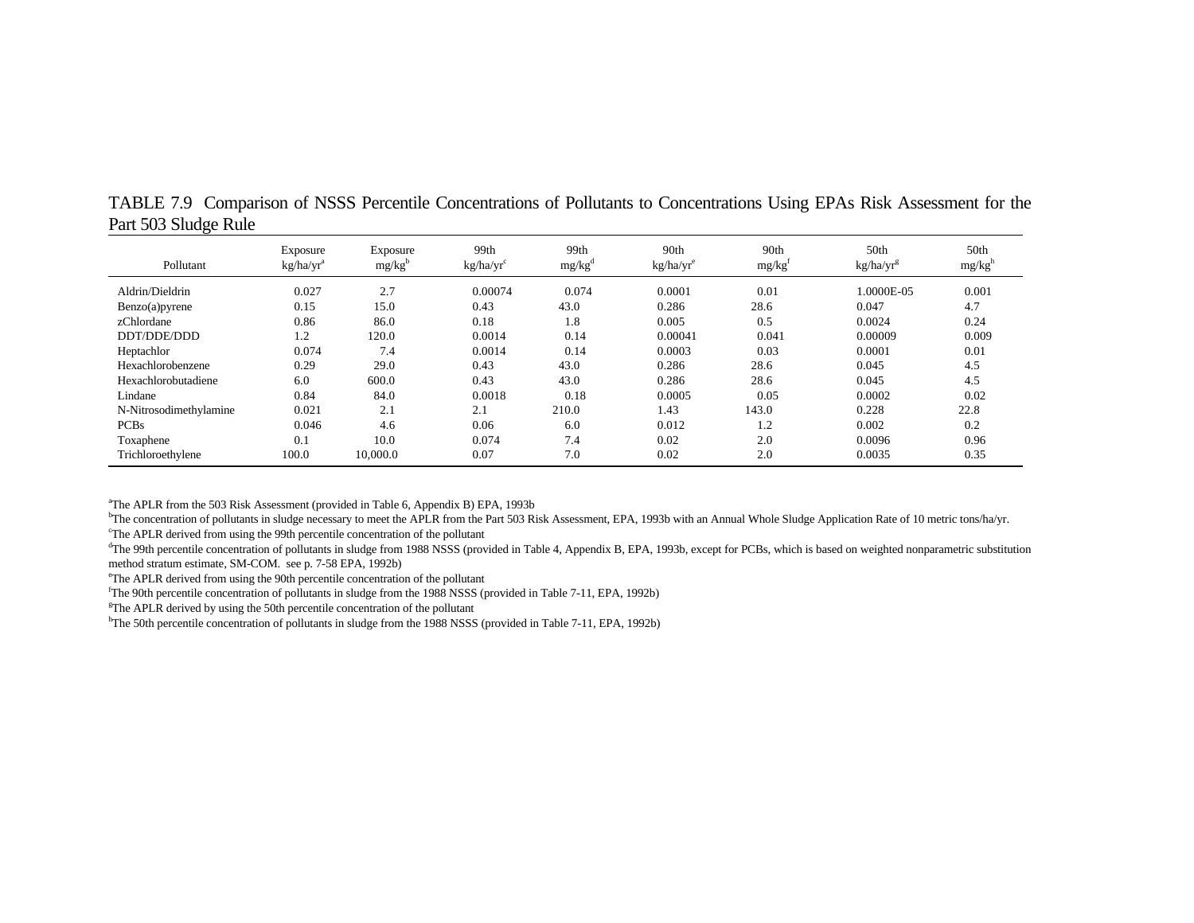TABLE 7.9 Comparison of NSSS Percentile Concentrations of Pollutants to Concentrations Using EPAs Risk Assessment for the Part 503 Sludge Rule

| Pollutant | Exposure kg/ha/yr[a] | Exposure mg/kg[b] | 99th kg/ha/yr[c] | 99th mg/kg[d] | 90th kg/ha/yr[e] | 90th mg/kg[f] | 50th kg/ha/yr[g] | 50th mg/kg[h] |
|---|---|---|---|---|---|---|---|---|
| Aldrin/Dieldrin | 0.027 | 2.7 | 0.00074 | 0.074 | 0.0001 | 0.01 | 1.0000E-05 | 0.001 |
| Benzo(a)pyrene | 0.15 | 15.0 | 0.43 | 43.0 | 0.286 | 28.6 | 0.047 | 4.7 |
| zChlordane | 0.86 | 86.0 | 0.18 | 1.8 | 0.005 | 0.5 | 0.0024 | 0.24 |
| DDT/DDE/DDD | 1.2 | 120.0 | 0.0014 | 0.14 | 0.00041 | 0.041 | 0.00009 | 0.009 |
| Heptachlor | 0.074 | 7.4 | 0.0014 | 0.14 | 0.0003 | 0.03 | 0.0001 | 0.01 |
| Hexachlorobenzene | 0.29 | 29.0 | 0.43 | 43.0 | 0.286 | 28.6 | 0.045 | 4.5 |
| Hexachlorobutadiene | 6.0 | 600.0 | 0.43 | 43.0 | 0.286 | 28.6 | 0.045 | 4.5 |
| Lindane | 0.84 | 84.0 | 0.0018 | 0.18 | 0.0005 | 0.05 | 0.0002 | 0.02 |
| N-Nitrosodimethylamine | 0.021 | 2.1 | 2.1 | 210.0 | 1.43 | 143.0 | 0.228 | 22.8 |
| PCBs | 0.046 | 4.6 | 0.06 | 6.0 | 0.012 | 1.2 | 0.002 | 0.2 |
| Toxaphene | 0.1 | 10.0 | 0.074 | 7.4 | 0.02 | 2.0 | 0.0096 | 0.96 |
| Trichloroethylene | 100.0 | 10,000.0 | 0.07 | 7.0 | 0.02 | 2.0 | 0.0035 | 0.35 |

[a]The APLR from the 503 Risk Assessment (provided in Table 6, Appendix B) EPA, 1993b

[b]The concentration of pollutants in sludge necessary to meet the APLR from the Part 503 Risk Assessment, EPA, 1993b with an Annual Whole Sludge Application Rate of 10 metric tons/ha/yr.

[c]The APLR derived from using the 99th percentile concentration of the pollutant

[d]The 99th percentile concentration of pollutants in sludge from 1988 NSSS (provided in Table 4, Appendix B, EPA, 1993b, except for PCBs, which is based on weighted nonparametric substitution method stratum estimate, SM-COM. see p. 7-58 EPA, 1992b)

[e]The APLR derived from using the 90th percentile concentration of the pollutant

[f]The 90th percentile concentration of pollutants in sludge from the 1988 NSSS (provided in Table 7-11, EPA, 1992b)

[g]The APLR derived by using the 50th percentile concentration of the pollutant

[h]The 50th percentile concentration of pollutants in sludge from the 1988 NSSS (provided in Table 7-11, EPA, 1992b)